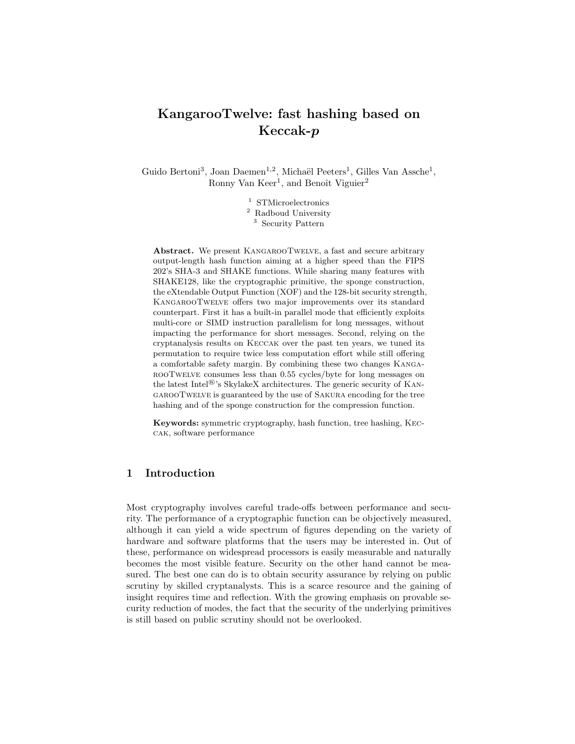# KangarooTwelve: fast hashing based on Keccak-*p*

Guido Bertoni[3], Joan Daemen[1,2], Michaël Peeters[1], Gilles Van Assche[1], Ronny Van Keer[1], and Benoît Viguier[2]

[1] STMicroelectronics
[2] Radboud University
[3] Security Pattern

**Abstract.** We present KangarooTwelve, a fast and secure arbitrary output-length hash function aiming at a higher speed than the FIPS 202's SHA-3 and SHAKE functions. While sharing many features with SHAKE128, like the cryptographic primitive, the sponge construction, the eXtendable Output Function (XOF) and the 128-bit security strength, KangarooTwelve offers two major improvements over its standard counterpart. First it has a built-in parallel mode that efficiently exploits multi-core or SIMD instruction parallelism for long messages, without impacting the performance for short messages. Second, relying on the cryptanalysis results on Keccak over the past ten years, we tuned its permutation to require twice less computation effort while still offering a comfortable safety margin. By combining these two changes KangarooTwelve consumes less than 0.55 cycles/byte for long messages on the latest Intel®'s SkylakeX architectures. The generic security of KangarooTwelve is guaranteed by the use of Sakura encoding for the tree hashing and of the sponge construction for the compression function.

**Keywords:** symmetric cryptography, hash function, tree hashing, Keccak, software performance

## 1 Introduction

Most cryptography involves careful trade-offs between performance and security. The performance of a cryptographic function can be objectively measured, although it can yield a wide spectrum of figures depending on the variety of hardware and software platforms that the users may be interested in. Out of these, performance on widespread processors is easily measurable and naturally becomes the most visible feature. Security on the other hand cannot be measured. The best one can do is to obtain security assurance by relying on public scrutiny by skilled cryptanalysts. This is a scarce resource and the gaining of insight requires time and reflection. With the growing emphasis on provable security reduction of modes, the fact that the security of the underlying primitives is still based on public scrutiny should not be overlooked.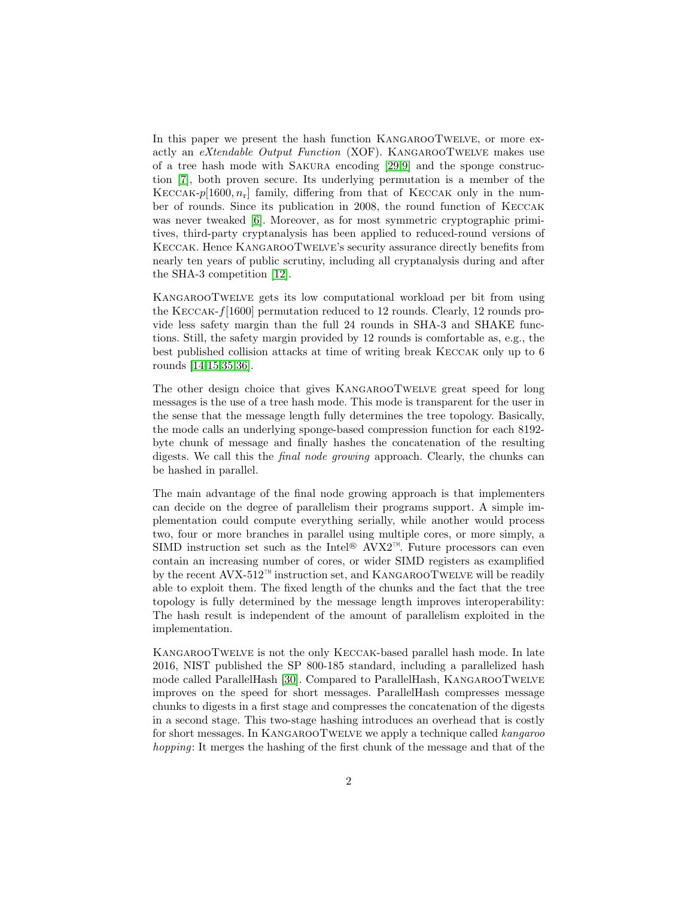In this paper we present the hash function KangarooTwelve, or more exactly an *eXtendable Output Function* (XOF). KangarooTwelve makes use of a tree hash mode with Sakura encoding [29,9] and the sponge construction [7], both proven secure. Its underlying permutation is a member of the Keccak-$p[1600, n_\mathrm{r}]$ family, differing from that of Keccak only in the number of rounds. Since its publication in 2008, the round function of Keccak was never tweaked [6]. Moreover, as for most symmetric cryptographic primitives, third-party cryptanalysis has been applied to reduced-round versions of Keccak. Hence KangarooTwelve's security assurance directly benefits from nearly ten years of public scrutiny, including all cryptanalysis during and after the SHA-3 competition [12].

KangarooTwelve gets its low computational workload per bit from using the Keccak-$f[1600]$ permutation reduced to 12 rounds. Clearly, 12 rounds provide less safety margin than the full 24 rounds in SHA-3 and SHAKE functions. Still, the safety margin provided by 12 rounds is comfortable as, e.g., the best published collision attacks at time of writing break Keccak only up to 6 rounds [14,15,35,36].

The other design choice that gives KangarooTwelve great speed for long messages is the use of a tree hash mode. This mode is transparent for the user in the sense that the message length fully determines the tree topology. Basically, the mode calls an underlying sponge-based compression function for each 8192-byte chunk of message and finally hashes the concatenation of the resulting digests. We call this the *final node growing* approach. Clearly, the chunks can be hashed in parallel.

The main advantage of the final node growing approach is that implementers can decide on the degree of parallelism their programs support. A simple implementation could compute everything serially, while another would process two, four or more branches in parallel using multiple cores, or more simply, a SIMD instruction set such as the Intel® AVX2™. Future processors can even contain an increasing number of cores, or wider SIMD registers as examplified by the recent AVX-512™ instruction set, and KangarooTwelve will be readily able to exploit them. The fixed length of the chunks and the fact that the tree topology is fully determined by the message length improves interoperability: The hash result is independent of the amount of parallelism exploited in the implementation.

KangarooTwelve is not the only Keccak-based parallel hash mode. In late 2016, NIST published the SP 800-185 standard, including a parallelized hash mode called ParallelHash [30]. Compared to ParallelHash, KangarooTwelve improves on the speed for short messages. ParallelHash compresses message chunks to digests in a first stage and compresses the concatenation of the digests in a second stage. This two-stage hashing introduces an overhead that is costly for short messages. In KangarooTwelve we apply a technique called *kangaroo hopping*: It merges the hashing of the first chunk of the message and that of the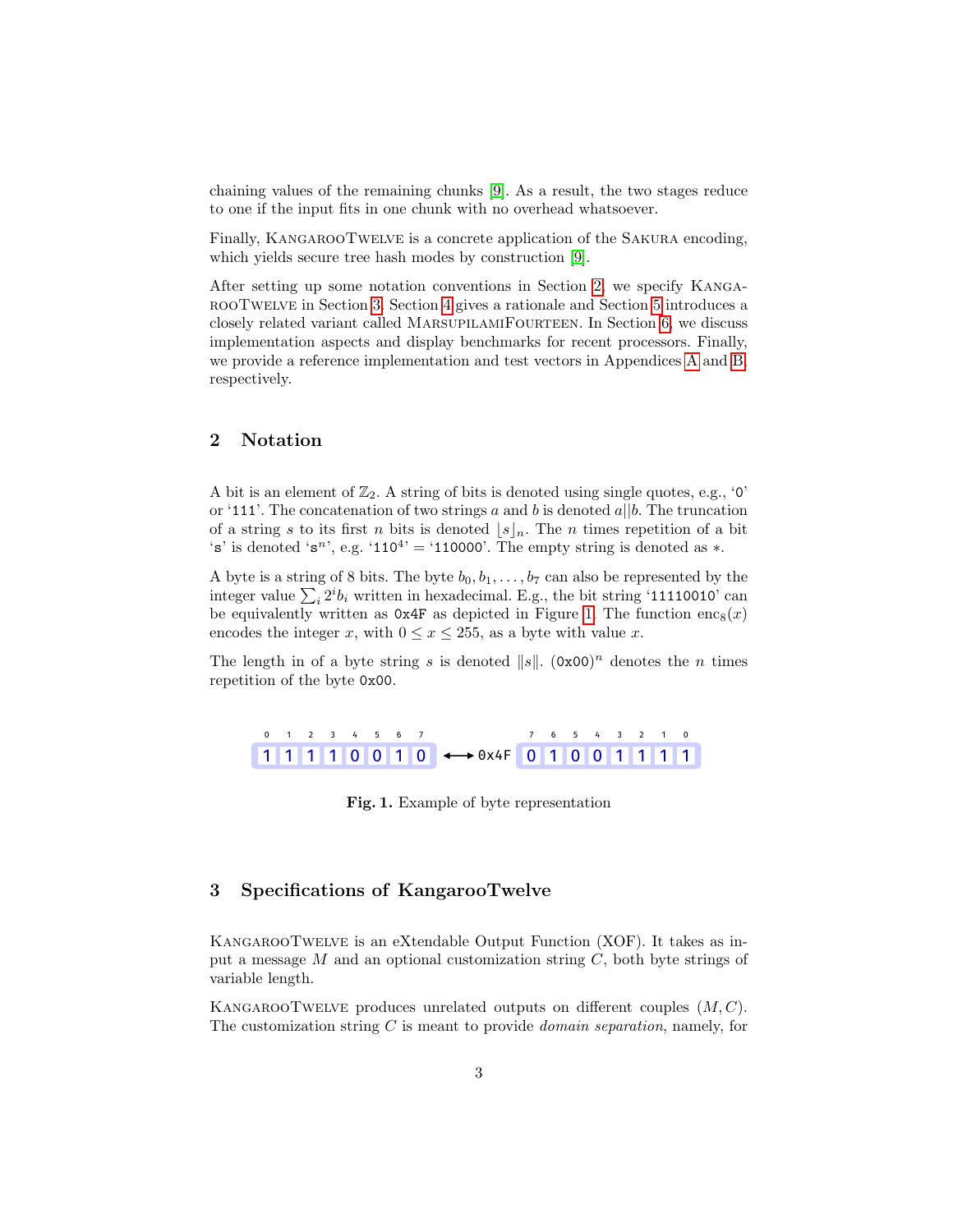chaining values of the remaining chunks [9]. As a result, the two stages reduce to one if the input fits in one chunk with no overhead whatsoever.

Finally, KangarooTwelve is a concrete application of the Sakura encoding, which yields secure tree hash modes by construction [9].

After setting up some notation conventions in Section 2, we specify KangarooTwelve in Section 3. Section 4 gives a rationale and Section 5 introduces a closely related variant called MarsupilamiFourteen. In Section 6, we discuss implementation aspects and display benchmarks for recent processors. Finally, we provide a reference implementation and test vectors in Appendices A and B, respectively.

## 2 Notation

A bit is an element of $\mathbb{Z}_2$. A string of bits is denoted using single quotes, e.g., '0' or '111'. The concatenation of two strings $a$ and $b$ is denoted $a||b$. The truncation of a string $s$ to its first $n$ bits is denoted $\lfloor s \rfloor_n$. The $n$ times repetition of a bit 's' is denoted '$\mathtt{s}^n$', e.g. '$\mathtt{110}^4$' = '110000'. The empty string is denoted as $*$.

A byte is a string of 8 bits. The byte $b_0, b_1, \ldots, b_7$ can also be represented by the integer value $\sum_i 2^i b_i$ written in hexadecimal. E.g., the bit string '11110010' can be equivalently written as 0x4F as depicted in Figure 1. The function $\text{enc}_8(x)$ encodes the integer $x$, with $0 \leq x \leq 255$, as a byte with value $x$.

The length in of a byte string $s$ is denoted $\|s\|$. $(\mathtt{0x00})^n$ denotes the $n$ times repetition of the byte 0x00.

| 0 | 1 | 2 | 3 | 4 | 5 | 6 | 7 | | 7 | 6 | 5 | 4 | 3 | 2 | 1 | 0 |
|---|---|---|---|---|---|---|---|---|---|---|---|---|---|---|---|---|
| 1 | 1 | 1 | 1 | 0 | 0 | 1 | 0 | ⟷ 0x4F | 0 | 1 | 0 | 0 | 1 | 1 | 1 | 1 |

**Fig. 1.** Example of byte representation

## 3 Specifications of KangarooTwelve

KangarooTwelve is an eXtendable Output Function (XOF). It takes as input a message $M$ and an optional customization string $C$, both byte strings of variable length.

KangarooTwelve produces unrelated outputs on different couples $(M, C)$. The customization string $C$ is meant to provide *domain separation*, namely, for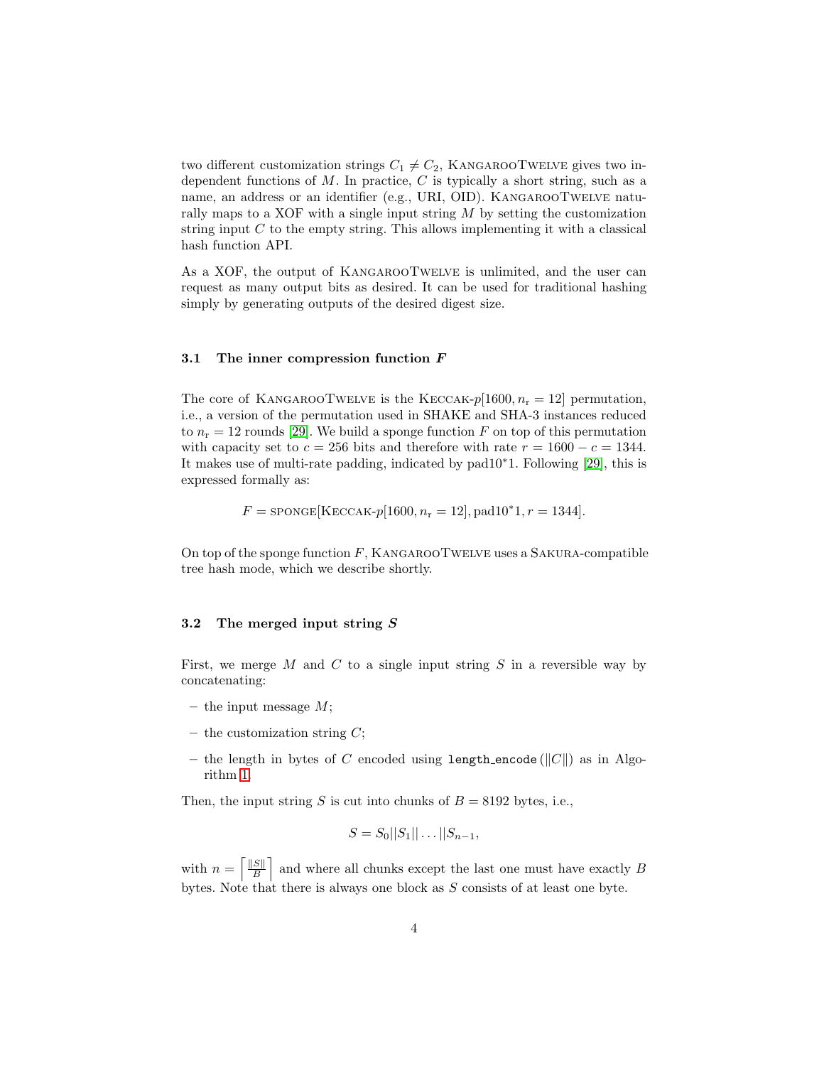two different customization strings $C_1 \neq C_2$, KangarooTwelve gives two independent functions of $M$. In practice, $C$ is typically a short string, such as a name, an address or an identifier (e.g., URI, OID). KangarooTwelve naturally maps to a XOF with a single input string $M$ by setting the customization string input $C$ to the empty string. This allows implementing it with a classical hash function API.

As a XOF, the output of KangarooTwelve is unlimited, and the user can request as many output bits as desired. It can be used for traditional hashing simply by generating outputs of the desired digest size.

### 3.1 The inner compression function $F$

The core of KangarooTwelve is the Keccak-$p[1600, n_r = 12]$ permutation, i.e., a version of the permutation used in SHAKE and SHA-3 instances reduced to $n_r = 12$ rounds [29]. We build a sponge function $F$ on top of this permutation with capacity set to $c = 256$ bits and therefore with rate $r = 1600 - c = 1344$. It makes use of multi-rate padding, indicated by pad10*1. Following [29], this is expressed formally as:

$$F = \text{SPONGE}[\text{Keccak-}p[1600, n_r = 12], \text{pad10}^*1, r = 1344].$$

On top of the sponge function $F$, KangarooTwelve uses a Sakura-compatible tree hash mode, which we describe shortly.

### 3.2 The merged input string $S$

First, we merge $M$ and $C$ to a single input string $S$ in a reversible way by concatenating:

- the input message $M$;
- the customization string $C$;
- the length in bytes of $C$ encoded using `length_encode` ($\|C\|$) as in Algorithm 1.

Then, the input string $S$ is cut into chunks of $B = 8192$ bytes, i.e.,

$$S = S_0 || S_1 || \ldots || S_{n-1},$$

with $n = \left\lceil \frac{\|S\|}{B} \right\rceil$ and where all chunks except the last one must have exactly $B$ bytes. Note that there is always one block as $S$ consists of at least one byte.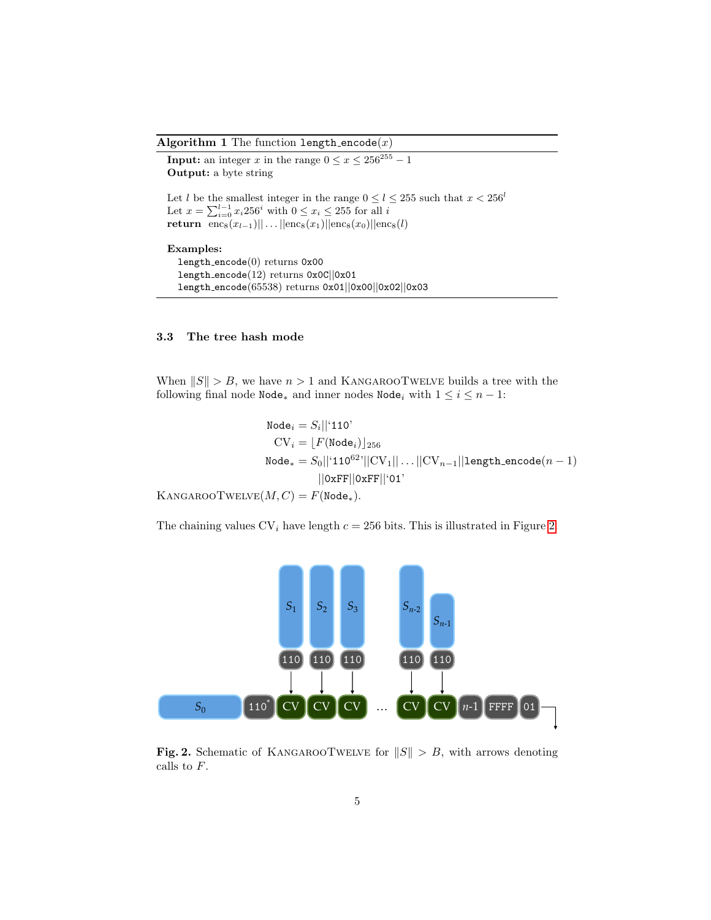**Algorithm 1** The function `length_encode`($x$)

**Input:** an integer $x$ in the range $0 \leq x \leq 256^{255} - 1$
**Output:** a byte string

Let $l$ be the smallest integer in the range $0 \leq l \leq 255$ such that $x < 256^l$
Let $x = \sum_{i=0}^{l-1} x_i 256^i$ with $0 \leq x_i \leq 255$ for all $i$
**return** $\text{enc}_8(x_{l-1})||\ldots||\text{enc}_8(x_1)||\text{enc}_8(x_0)||\text{enc}_8(l)$

**Examples:**
`length_encode`(0) returns `0x00`
`length_encode`(12) returns `0x0C`||`0x01`
`length_encode`(65538) returns `0x01`||`0x00`||`0x02`||`0x03`

### 3.3 The tree hash mode

When $\|S\| > B$, we have $n > 1$ and KangarooTwelve builds a tree with the following final node $\texttt{Node}_*$ and inner nodes $\texttt{Node}_i$ with $1 \leq i \leq n-1$:

$$\begin{aligned}
\texttt{Node}_i &= S_i||\text{`}\texttt{110}\text{'} \\
\text{CV}_i &= \lfloor F(\texttt{Node}_i) \rfloor_{256} \\
\texttt{Node}_* &= S_0||\text{`}\texttt{110}^{62}\text{'}||\text{CV}_1||\ldots||\text{CV}_{n-1}||\texttt{length\_encode}(n-1) \\
&\quad ||\texttt{0xFF}||\texttt{0xFF}||\text{`}\texttt{01}\text{'}
\end{aligned}$$

KangarooTwelve$(M, C) = F(\texttt{Node}_*)$.

The chaining values $\text{CV}_i$ have length $c = 256$ bits. This is illustrated in Figure 2.

**Fig. 2.** Schematic of KangarooTwelve for $\|S\| > B$, with arrows denoting calls to $F$.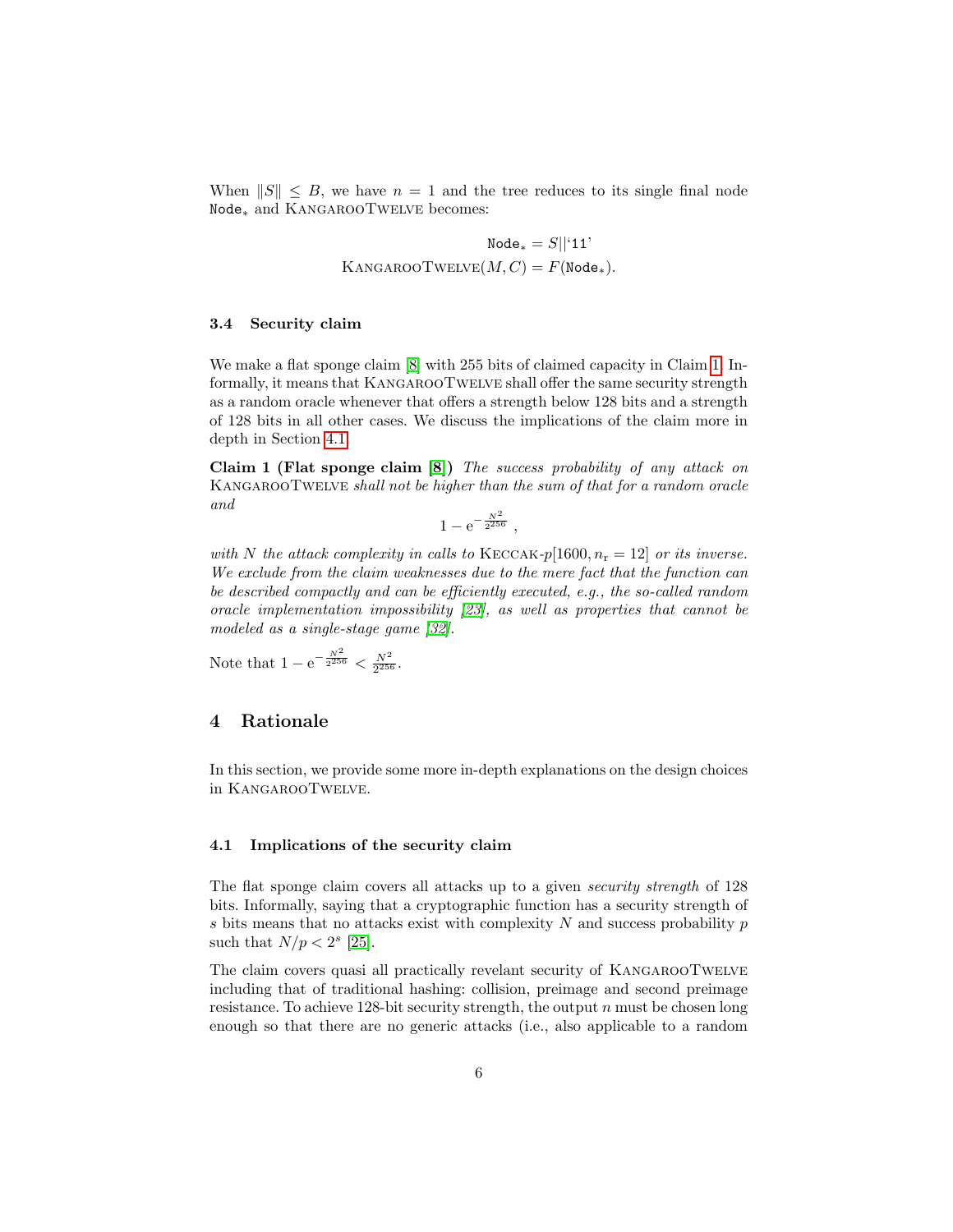When $\|S\| \leq B$, we have $n = 1$ and the tree reduces to its single final node $\texttt{Node}_*$ and KangarooTwelve becomes:

$$\texttt{Node}_* = S||\text{`}\texttt{11}\text{'}$$
$$\text{KangarooTwelve}(M, C) = F(\texttt{Node}_*).$$

### 3.4 Security claim

We make a flat sponge claim [8] with 255 bits of claimed capacity in Claim 1. Informally, it means that KangarooTwelve shall offer the same security strength as a random oracle whenever that offers a strength below 128 bits and a strength of 128 bits in all other cases. We discuss the implications of the claim more in depth in Section 4.1.

**Claim 1 (Flat sponge claim [8])** *The success probability of any attack on* KangarooTwelve *shall not be higher than the sum of that for a random oracle and*

$$1 - e^{-\frac{N^2}{2^{256}}} ,$$

*with $N$ the attack complexity in calls to* Keccak-$p[1600, n_r = 12]$ *or its inverse. We exclude from the claim weaknesses due to the mere fact that the function can be described compactly and can be efficiently executed, e.g., the so-called random oracle implementation impossibility [23], as well as properties that cannot be modeled as a single-stage game [32].*

Note that $1 - e^{-\frac{N^2}{2^{256}}} < \frac{N^2}{2^{256}}$.

## 4 Rationale

In this section, we provide some more in-depth explanations on the design choices in KangarooTwelve.

### 4.1 Implications of the security claim

The flat sponge claim covers all attacks up to a given *security strength* of 128 bits. Informally, saying that a cryptographic function has a security strength of $s$ bits means that no attacks exist with complexity $N$ and success probability $p$ such that $N/p < 2^s$ [25].

The claim covers quasi all practically revelant security of KangarooTwelve including that of traditional hashing: collision, preimage and second preimage resistance. To achieve 128-bit security strength, the output $n$ must be chosen long enough so that there are no generic attacks (i.e., also applicable to a random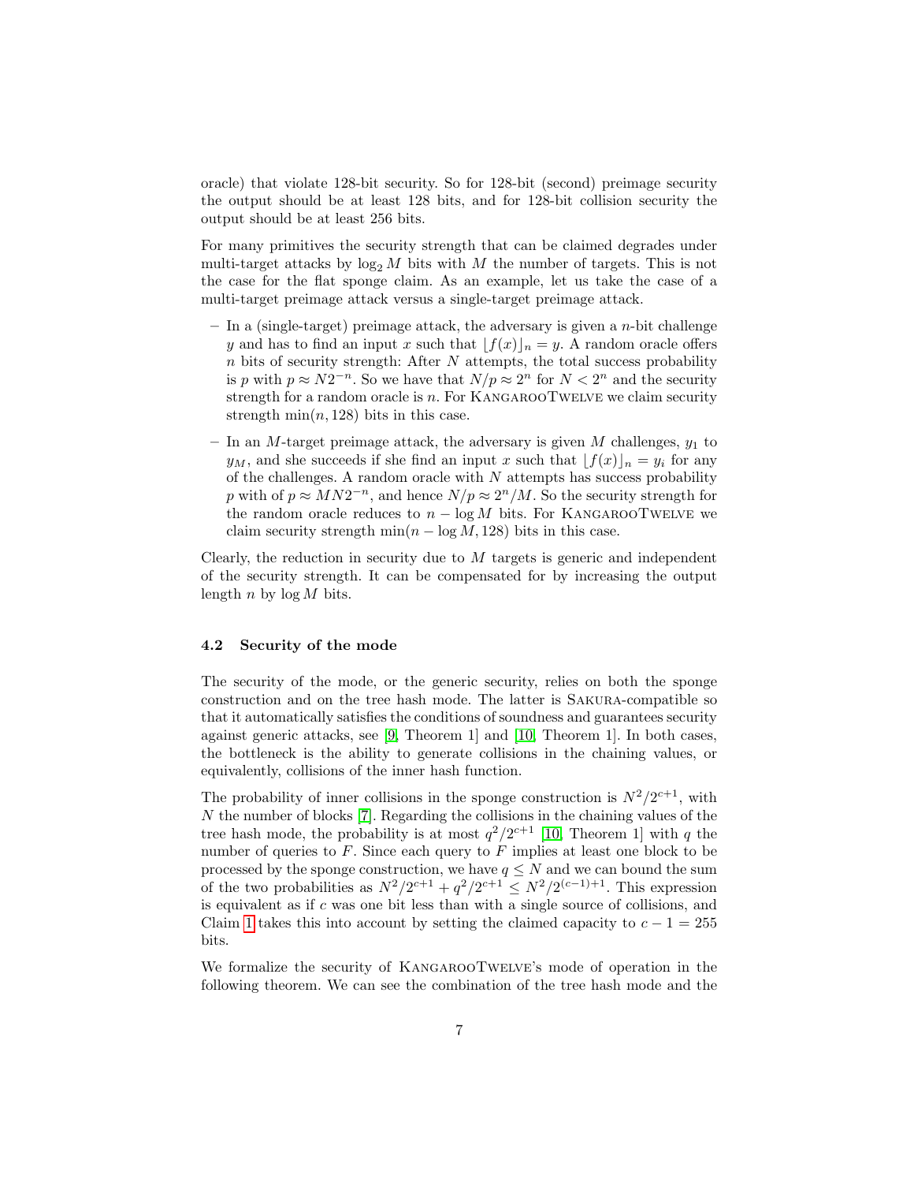oracle) that violate 128-bit security. So for 128-bit (second) preimage security the output should be at least 128 bits, and for 128-bit collision security the output should be at least 256 bits.

For many primitives the security strength that can be claimed degrades under multi-target attacks by $\log_2 M$ bits with $M$ the number of targets. This is not the case for the flat sponge claim. As an example, let us take the case of a multi-target preimage attack versus a single-target preimage attack.

- In a (single-target) preimage attack, the adversary is given a $n$-bit challenge $y$ and has to find an input $x$ such that $\lfloor f(x) \rfloor_n = y$. A random oracle offers $n$ bits of security strength: After $N$ attempts, the total success probability is $p$ with $p \approx N2^{-n}$. So we have that $N/p \approx 2^n$ for $N < 2^n$ and the security strength for a random oracle is $n$. For KangarooTwelve we claim security strength $\min(n, 128)$ bits in this case.
- In an $M$-target preimage attack, the adversary is given $M$ challenges, $y_1$ to $y_M$, and she succeeds if she find an input $x$ such that $\lfloor f(x) \rfloor_n = y_i$ for any of the challenges. A random oracle with $N$ attempts has success probability $p$ with of $p \approx MN2^{-n}$, and hence $N/p \approx 2^n/M$. So the security strength for the random oracle reduces to $n - \log M$ bits. For KangarooTwelve we claim security strength $\min(n - \log M, 128)$ bits in this case.

Clearly, the reduction in security due to $M$ targets is generic and independent of the security strength. It can be compensated for by increasing the output length $n$ by $\log M$ bits.

### 4.2 Security of the mode

The security of the mode, or the generic security, relies on both the sponge construction and on the tree hash mode. The latter is Sakura-compatible so that it automatically satisfies the conditions of soundness and guarantees security against generic attacks, see [9, Theorem 1] and [10, Theorem 1]. In both cases, the bottleneck is the ability to generate collisions in the chaining values, or equivalently, collisions of the inner hash function.

The probability of inner collisions in the sponge construction is $N^2/2^{c+1}$, with $N$ the number of blocks [7]. Regarding the collisions in the chaining values of the tree hash mode, the probability is at most $q^2/2^{c+1}$ [10, Theorem 1] with $q$ the number of queries to $F$. Since each query to $F$ implies at least one block to be processed by the sponge construction, we have $q \leq N$ and we can bound the sum of the two probabilities as $N^2/2^{c+1} + q^2/2^{c+1} \leq N^2/2^{(c-1)+1}$. This expression is equivalent as if $c$ was one bit less than with a single source of collisions, and Claim 1 takes this into account by setting the claimed capacity to $c - 1 = 255$ bits.

We formalize the security of KangarooTwelve's mode of operation in the following theorem. We can see the combination of the tree hash mode and the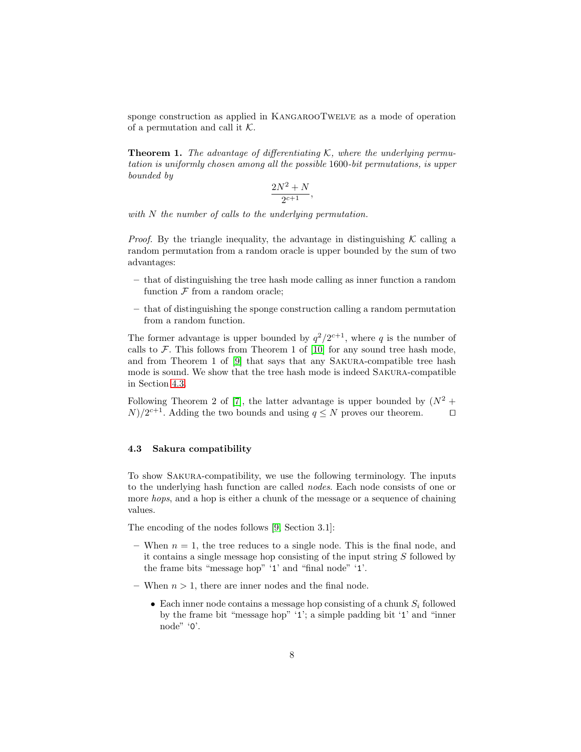sponge construction as applied in KangarooTwelve as a mode of operation of a permutation and call it $\mathcal{K}$.

**Theorem 1.** *The advantage of differentiating $\mathcal{K}$, where the underlying permutation is uniformly chosen among all the possible 1600-bit permutations, is upper bounded by*

$$\frac{2N^2 + N}{2^{c+1}},$$

*with $N$ the number of calls to the underlying permutation.*

*Proof.* By the triangle inequality, the advantage in distinguishing $\mathcal{K}$ calling a random permutation from a random oracle is upper bounded by the sum of two advantages:

- that of distinguishing the tree hash mode calling as inner function a random function $\mathcal{F}$ from a random oracle;
- that of distinguishing the sponge construction calling a random permutation from a random function.

The former advantage is upper bounded by $q^2/2^{c+1}$, where $q$ is the number of calls to $\mathcal{F}$. This follows from Theorem 1 of [10] for any sound tree hash mode, and from Theorem 1 of [9] that says that any Sakura-compatible tree hash mode is sound. We show that the tree hash mode is indeed Sakura-compatible in Section 4.3.

Following Theorem 2 of [7], the latter advantage is upper bounded by $(N^2 + N)/2^{c+1}$. Adding the two bounds and using $q \le N$ proves our theorem. ☐

### 4.3 Sakura compatibility

To show Sakura-compatibility, we use the following terminology. The inputs to the underlying hash function are called *nodes*. Each node consists of one or more *hops*, and a hop is either a chunk of the message or a sequence of chaining values.

The encoding of the nodes follows [9, Section 3.1]:

- When $n = 1$, the tree reduces to a single node. This is the final node, and it contains a single message hop consisting of the input string $S$ followed by the frame bits "message hop" '1' and "final node" '1'.
- When $n > 1$, there are inner nodes and the final node.
  - Each inner node contains a message hop consisting of a chunk $S_i$ followed by the frame bit "message hop" '1'; a simple padding bit '1' and "inner node" '0'.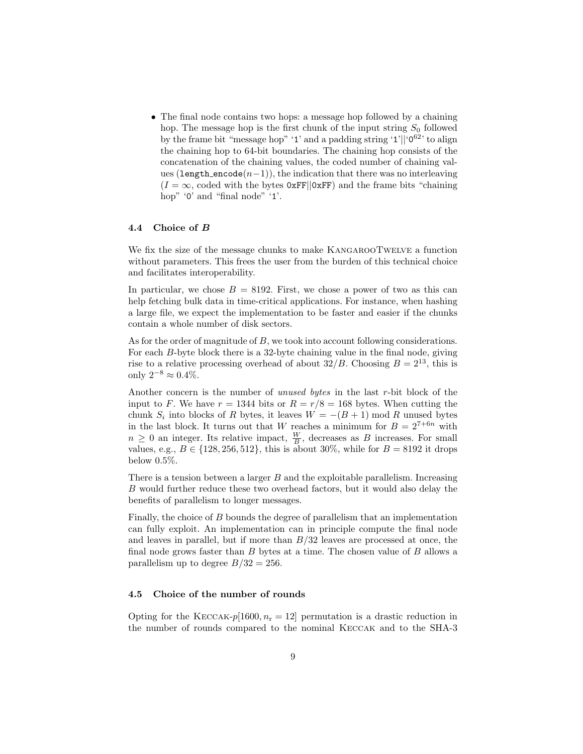- The final node contains two hops: a message hop followed by a chaining hop. The message hop is the first chunk of the input string $S_0$ followed by the frame bit "message hop" '1' and a padding string '1'||'$0^{62}$' to align the chaining hop to 64-bit boundaries. The chaining hop consists of the concatenation of the chaining values, the coded number of chaining values (length_encode($n-1$)), the indication that there was no interleaving ($I = \infty$, coded with the bytes 0xFF||0xFF) and the frame bits "chaining hop" '0' and "final node" '1'.

### 4.4 Choice of $B$

We fix the size of the message chunks to make KangarooTwelve a function without parameters. This frees the user from the burden of this technical choice and facilitates interoperability.

In particular, we chose $B = 8192$. First, we chose a power of two as this can help fetching bulk data in time-critical applications. For instance, when hashing a large file, we expect the implementation to be faster and easier if the chunks contain a whole number of disk sectors.

As for the order of magnitude of $B$, we took into account following considerations. For each $B$-byte block there is a 32-byte chaining value in the final node, giving rise to a relative processing overhead of about $32/B$. Choosing $B = 2^{13}$, this is only $2^{-8} \approx 0.4\%$.

Another concern is the number of *unused bytes* in the last $r$-bit block of the input to $F$. We have $r = 1344$ bits or $R = r/8 = 168$ bytes. When cutting the chunk $S_i$ into blocks of $R$ bytes, it leaves $W = -(B + 1) \bmod R$ unused bytes in the last block. It turns out that $W$ reaches a minimum for $B = 2^{7+6n}$ with $n \geq 0$ an integer. Its relative impact, $\frac{W}{B}$, decreases as $B$ increases. For small values, e.g., $B \in \{128, 256, 512\}$, this is about 30%, while for $B = 8192$ it drops below 0.5%.

There is a tension between a larger $B$ and the exploitable parallelism. Increasing $B$ would further reduce these two overhead factors, but it would also delay the benefits of parallelism to longer messages.

Finally, the choice of $B$ bounds the degree of parallelism that an implementation can fully exploit. An implementation can in principle compute the final node and leaves in parallel, but if more than $B/32$ leaves are processed at once, the final node grows faster than $B$ bytes at a time. The chosen value of $B$ allows a parallelism up to degree $B/32 = 256$.

### 4.5 Choice of the number of rounds

Opting for the Keccak-$p[1600, n_r = 12]$ permutation is a drastic reduction in the number of rounds compared to the nominal Keccak and to the SHA-3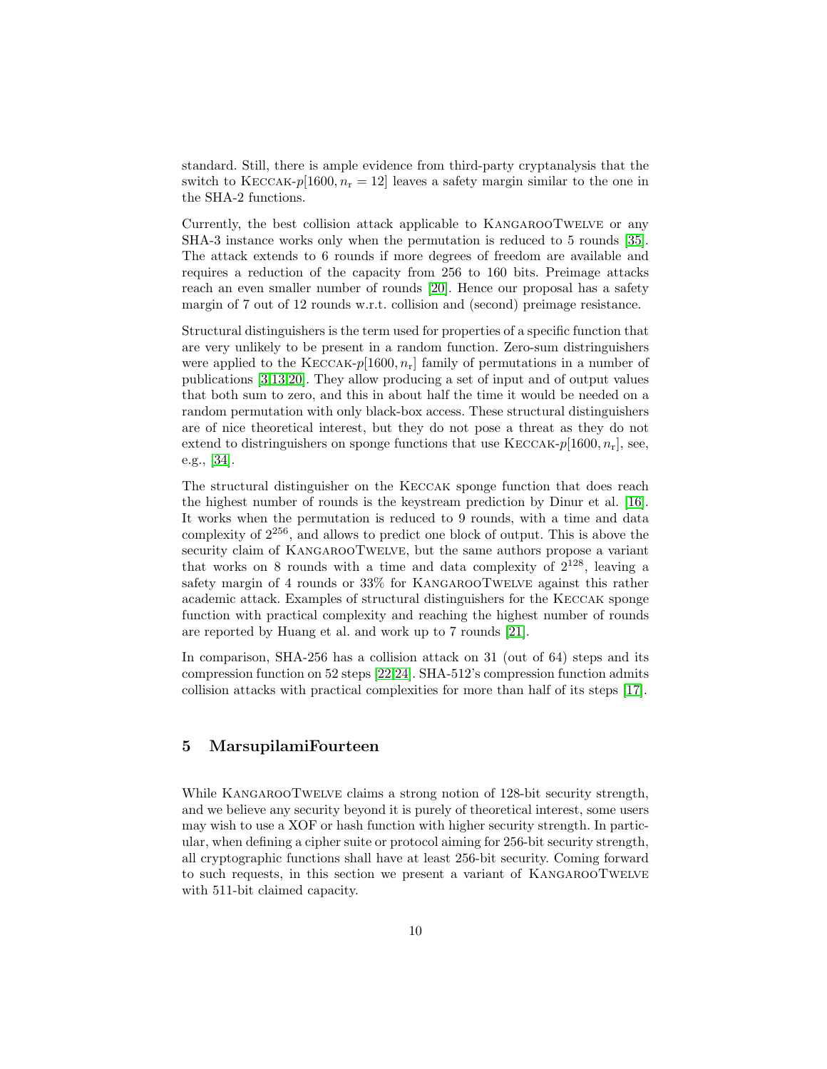standard. Still, there is ample evidence from third-party cryptanalysis that the switch to Keccak-$p[1600, n_r = 12]$ leaves a safety margin similar to the one in the SHA-2 functions.

Currently, the best collision attack applicable to KangarooTwelve or any SHA-3 instance works only when the permutation is reduced to 5 rounds [35]. The attack extends to 6 rounds if more degrees of freedom are available and requires a reduction of the capacity from 256 to 160 bits. Preimage attacks reach an even smaller number of rounds [20]. Hence our proposal has a safety margin of 7 out of 12 rounds w.r.t. collision and (second) preimage resistance.

Structural distinguishers is the term used for properties of a specific function that are very unlikely to be present in a random function. Zero-sum distringuishers were applied to the Keccak-$p[1600, n_r]$ family of permutations in a number of publications [3,13,20]. They allow producing a set of input and of output values that both sum to zero, and this in about half the time it would be needed on a random permutation with only black-box access. These structural distinguishers are of nice theoretical interest, but they do not pose a threat as they do not extend to distringuishers on sponge functions that use Keccak-$p[1600, n_r]$, see, e.g., [34].

The structural distinguisher on the Keccak sponge function that does reach the highest number of rounds is the keystream prediction by Dinur et al. [16]. It works when the permutation is reduced to 9 rounds, with a time and data complexity of $2^{256}$, and allows to predict one block of output. This is above the security claim of KangarooTwelve, but the same authors propose a variant that works on 8 rounds with a time and data complexity of $2^{128}$, leaving a safety margin of 4 rounds or 33% for KangarooTwelve against this rather academic attack. Examples of structural distinguishers for the Keccak sponge function with practical complexity and reaching the highest number of rounds are reported by Huang et al. and work up to 7 rounds [21].

In comparison, SHA-256 has a collision attack on 31 (out of 64) steps and its compression function on 52 steps [22,24]. SHA-512's compression function admits collision attacks with practical complexities for more than half of its steps [17].

## 5 MarsupilamiFourteen

While KangarooTwelve claims a strong notion of 128-bit security strength, and we believe any security beyond it is purely of theoretical interest, some users may wish to use a XOF or hash function with higher security strength. In particular, when defining a cipher suite or protocol aiming for 256-bit security strength, all cryptographic functions shall have at least 256-bit security. Coming forward to such requests, in this section we present a variant of KangarooTwelve with 511-bit claimed capacity.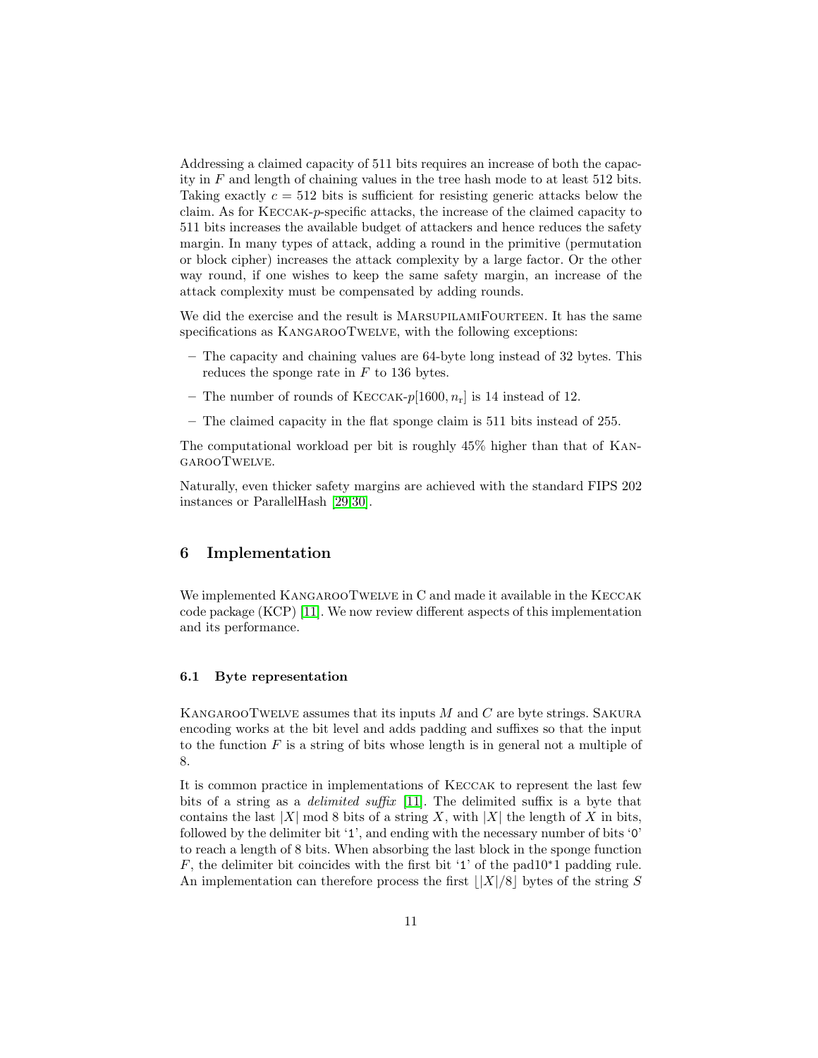Addressing a claimed capacity of 511 bits requires an increase of both the capacity in $F$ and length of chaining values in the tree hash mode to at least 512 bits. Taking exactly $c = 512$ bits is sufficient for resisting generic attacks below the claim. As for Keccak-$p$-specific attacks, the increase of the claimed capacity to 511 bits increases the available budget of attackers and hence reduces the safety margin. In many types of attack, adding a round in the primitive (permutation or block cipher) increases the attack complexity by a large factor. Or the other way round, if one wishes to keep the same safety margin, an increase of the attack complexity must be compensated by adding rounds.

We did the exercise and the result is MarsupilamiFourteen. It has the same specifications as KangarooTwelve, with the following exceptions:

- The capacity and chaining values are 64-byte long instead of 32 bytes. This reduces the sponge rate in $F$ to 136 bytes.
- The number of rounds of Keccak-$p[1600, n_r]$ is 14 instead of 12.
- The claimed capacity in the flat sponge claim is 511 bits instead of 255.

The computational workload per bit is roughly 45% higher than that of KangarooTwelve.

Naturally, even thicker safety margins are achieved with the standard FIPS 202 instances or ParallelHash [29,30].

## 6 Implementation

We implemented KangarooTwelve in C and made it available in the Keccak code package (KCP) [11]. We now review different aspects of this implementation and its performance.

### 6.1 Byte representation

KangarooTwelve assumes that its inputs $M$ and $C$ are byte strings. Sakura encoding works at the bit level and adds padding and suffixes so that the input to the function $F$ is a string of bits whose length is in general not a multiple of 8.

It is common practice in implementations of Keccak to represent the last few bits of a string as a *delimited suffix* [11]. The delimited suffix is a byte that contains the last $|X| \bmod 8$ bits of a string $X$, with $|X|$ the length of $X$ in bits, followed by the delimiter bit '1', and ending with the necessary number of bits '0' to reach a length of 8 bits. When absorbing the last block in the sponge function $F$, the delimiter bit coincides with the first bit '1' of the pad10*1 padding rule. An implementation can therefore process the first $\lfloor |X|/8 \rfloor$ bytes of the string $S$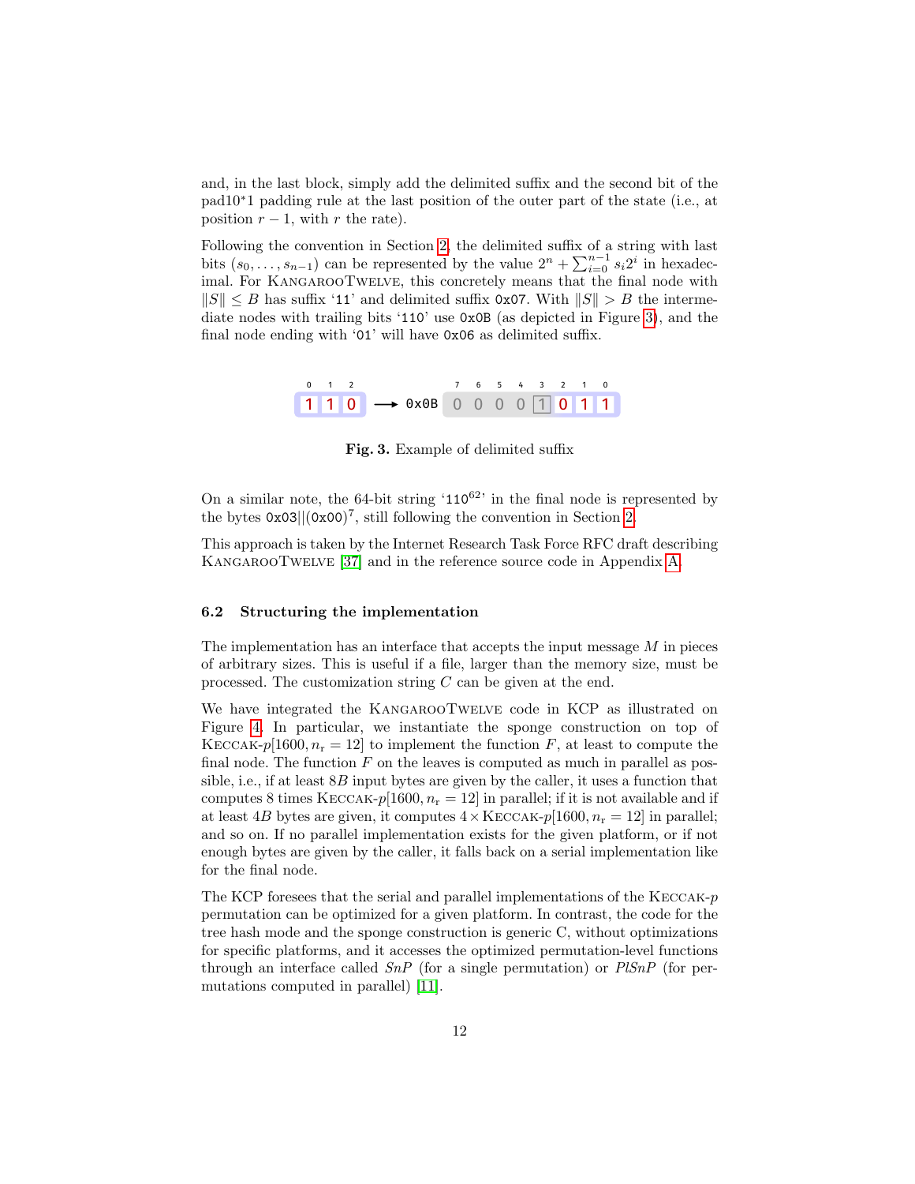and, in the last block, simply add the delimited suffix and the second bit of the pad10*1 padding rule at the last position of the outer part of the state (i.e., at position $r-1$, with $r$ the rate).

Following the convention in Section 2, the delimited suffix of a string with last bits $(s_0, \ldots, s_{n-1})$ can be represented by the value $2^n + \sum_{i=0}^{n-1} s_i 2^i$ in hexadecimal. For KangarooTwelve, this concretely means that the final node with $\|S\| \leq B$ has suffix '11' and delimited suffix 0x07. With $\|S\| > B$ the intermediate nodes with trailing bits '110' use 0x0B (as depicted in Figure 3), and the final node ending with '01' will have 0x06 as delimited suffix.

| 0 | 1 | 2 |
|---|---|---|
| 1 | 1 | 0 |

→ 0x0B

| 7 | 6 | 5 | 4 | 3 | 2 | 1 | 0 |
|---|---|---|---|---|---|---|---|
| 0 | 0 | 0 | 0 | 1 | 0 | 1 | 1 |

**Fig. 3.** Example of delimited suffix

On a similar note, the 64-bit string '$110^{62}$' in the final node is represented by the bytes $0x03||(0x00)^7$, still following the convention in Section 2.

This approach is taken by the Internet Research Task Force RFC draft describing KangarooTwelve [37] and in the reference source code in Appendix A.

### 6.2 Structuring the implementation

The implementation has an interface that accepts the input message $M$ in pieces of arbitrary sizes. This is useful if a file, larger than the memory size, must be processed. The customization string $C$ can be given at the end.

We have integrated the KangarooTwelve code in KCP as illustrated on Figure 4. In particular, we instantiate the sponge construction on top of Keccak-$p[1600, n_r = 12]$ to implement the function $F$, at least to compute the final node. The function $F$ on the leaves is computed as much in parallel as possible, i.e., if at least $8B$ input bytes are given by the caller, it uses a function that computes 8 times Keccak-$p[1600, n_r = 12]$ in parallel; if it is not available and if at least $4B$ bytes are given, it computes $4 \times$ Keccak-$p[1600, n_r = 12]$ in parallel; and so on. If no parallel implementation exists for the given platform, or if not enough bytes are given by the caller, it falls back on a serial implementation like for the final node.

The KCP foresees that the serial and parallel implementations of the Keccak-$p$ permutation can be optimized for a given platform. In contrast, the code for the tree hash mode and the sponge construction is generic C, without optimizations for specific platforms, and it accesses the optimized permutation-level functions through an interface called *SnP* (for a single permutation) or *PlSnP* (for permutations computed in parallel) [11].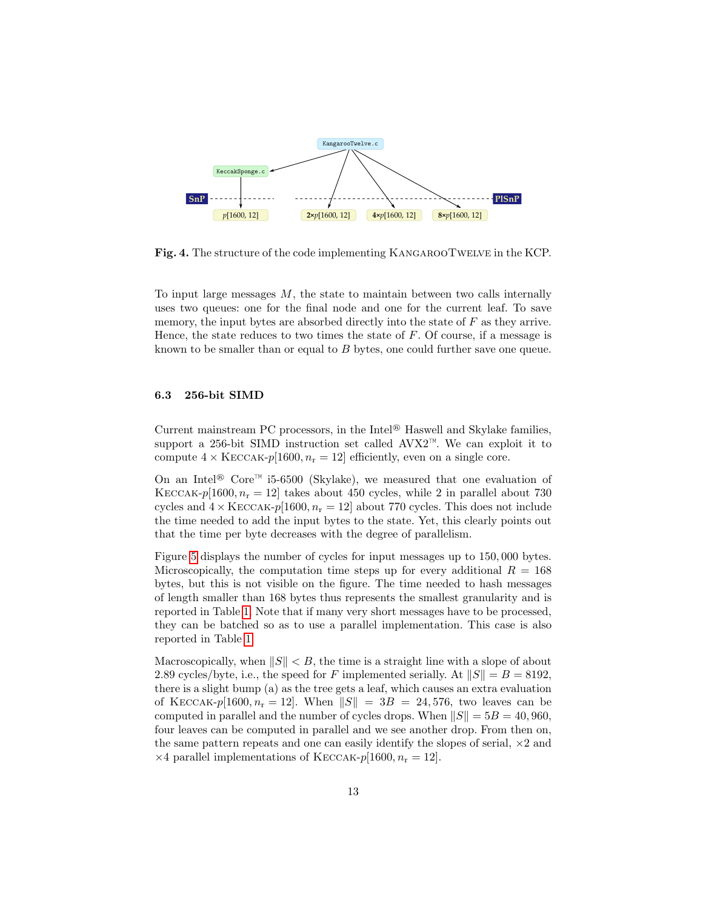**Fig. 4.** The structure of the code implementing KangarooTwelve in the KCP.

To input large messages $M$, the state to maintain between two calls internally uses two queues: one for the final node and one for the current leaf. To save memory, the input bytes are absorbed directly into the state of $F$ as they arrive. Hence, the state reduces to two times the state of $F$. Of course, if a message is known to be smaller than or equal to $B$ bytes, one could further save one queue.

### 6.3 256-bit SIMD

Current mainstream PC processors, in the Intel® Haswell and Skylake families, support a 256-bit SIMD instruction set called AVX2™. We can exploit it to compute $4 \times$ Keccak-$p[1600, n_r = 12]$ efficiently, even on a single core.

On an Intel® Core™ i5-6500 (Skylake), we measured that one evaluation of Keccak-$p[1600, n_r = 12]$ takes about 450 cycles, while 2 in parallel about 730 cycles and $4 \times$ Keccak-$p[1600, n_r = 12]$ about 770 cycles. This does not include the time needed to add the input bytes to the state. Yet, this clearly points out that the time per byte decreases with the degree of parallelism.

Figure 5 displays the number of cycles for input messages up to 150,000 bytes. Microscopically, the computation time steps up for every additional $R = 168$ bytes, but this is not visible on the figure. The time needed to hash messages of length smaller than 168 bytes thus represents the smallest granularity and is reported in Table 1. Note that if many very short messages have to be processed, they can be batched so as to use a parallel implementation. This case is also reported in Table 1.

Macroscopically, when $\|S\| < B$, the time is a straight line with a slope of about 2.89 cycles/byte, i.e., the speed for $F$ implemented serially. At $\|S\| = B = 8192$, there is a slight bump (a) as the tree gets a leaf, which causes an extra evaluation of Keccak-$p[1600, n_r = 12]$. When $\|S\| = 3B = 24,576$, two leaves can be computed in parallel and the number of cycles drops. When $\|S\| = 5B = 40,960$, four leaves can be computed in parallel and we see another drop. From then on, the same pattern repeats and one can easily identify the slopes of serial, $\times 2$ and $\times 4$ parallel implementations of Keccak-$p[1600, n_r = 12]$.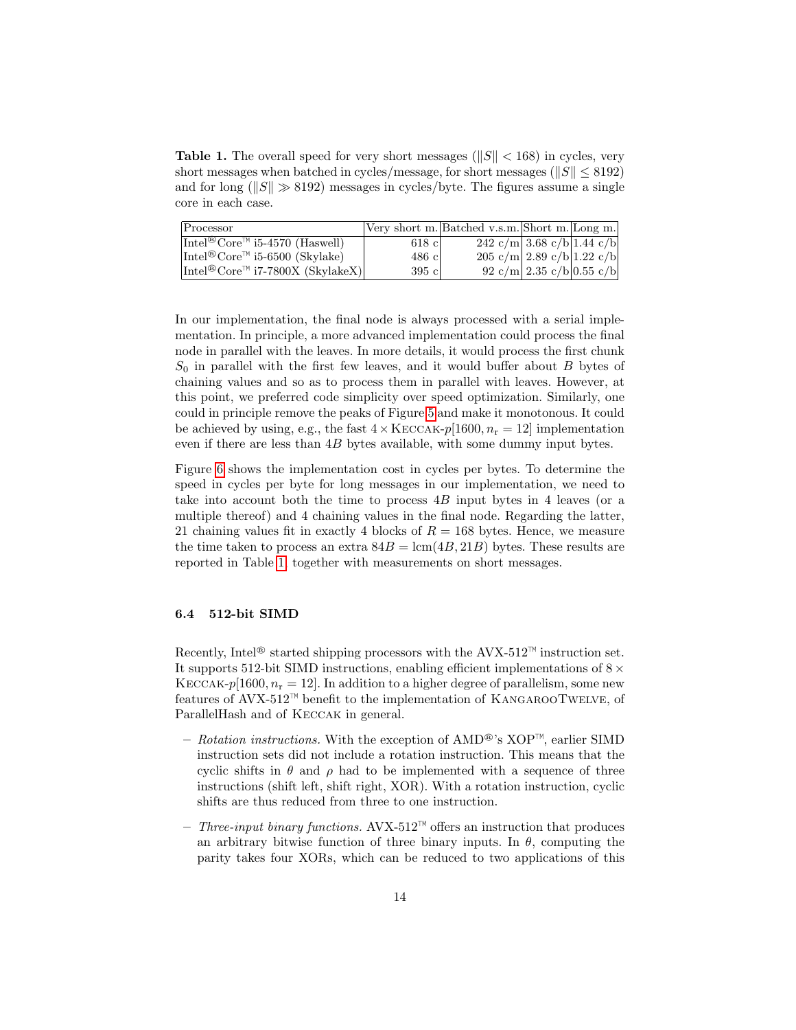**Table 1.** The overall speed for very short messages ($\|S\| < 168$) in cycles, very short messages when batched in cycles/message, for short messages ($\|S\| \leq 8192$) and for long ($\|S\| \gg 8192$) messages in cycles/byte. The figures assume a single core in each case.

| Processor | Very short m. | Batched v.s.m. | Short m. | Long m. |
|---|---|---|---|---|
| Intel® Core™ i5-4570 (Haswell) | 618 c | 242 c/m | 3.68 c/b | 1.44 c/b |
| Intel® Core™ i5-6500 (Skylake) | 486 c | 205 c/m | 2.89 c/b | 1.22 c/b |
| Intel® Core™ i7-7800X (SkylakeX) | 395 c | 92 c/m | 2.35 c/b | 0.55 c/b |

In our implementation, the final node is always processed with a serial implementation. In principle, a more advanced implementation could process the final node in parallel with the leaves. In more details, it would process the first chunk $S_0$ in parallel with the first few leaves, and it would buffer about $B$ bytes of chaining values and so as to process them in parallel with leaves. However, at this point, we preferred code simplicity over speed optimization. Similarly, one could in principle remove the peaks of Figure 5 and make it monotonous. It could be achieved by using, e.g., the fast $4 \times$ KECCAK-$p[1600, n_r = 12]$ implementation even if there are less than $4B$ bytes available, with some dummy input bytes.

Figure 6 shows the implementation cost in cycles per bytes. To determine the speed in cycles per byte for long messages in our implementation, we need to take into account both the time to process $4B$ input bytes in 4 leaves (or a multiple thereof) and 4 chaining values in the final node. Regarding the latter, 21 chaining values fit in exactly 4 blocks of $R = 168$ bytes. Hence, we measure the time taken to process an extra $84B = \mathrm{lcm}(4B, 21B)$ bytes. These results are reported in Table 1, together with measurements on short messages.

### 6.4 512-bit SIMD

Recently, Intel® started shipping processors with the AVX-512™ instruction set. It supports 512-bit SIMD instructions, enabling efficient implementations of $8 \times$ KECCAK-$p[1600, n_r = 12]$. In addition to a higher degree of parallelism, some new features of AVX-512™ benefit to the implementation of KANGAROOTWELVE, of ParallelHash and of KECCAK in general.

- *Rotation instructions.* With the exception of AMD®'s XOP™, earlier SIMD instruction sets did not include a rotation instruction. This means that the cyclic shifts in $\theta$ and $\rho$ had to be implemented with a sequence of three instructions (shift left, shift right, XOR). With a rotation instruction, cyclic shifts are thus reduced from three to one instruction.
- *Three-input binary functions.* AVX-512™ offers an instruction that produces an arbitrary bitwise function of three binary inputs. In $\theta$, computing the parity takes four XORs, which can be reduced to two applications of this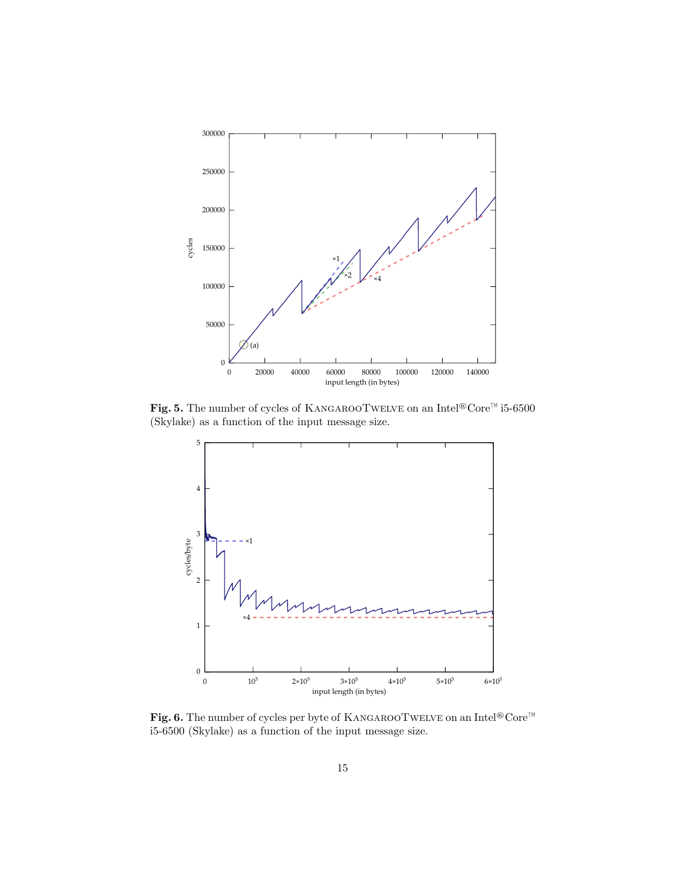**Fig. 5.** The number of cycles of KangarooTwelve on an Intel® Core™ i5-6500 (Skylake) as a function of the input message size.

**Fig. 6.** The number of cycles per byte of KangarooTwelve on an Intel® Core™ i5-6500 (Skylake) as a function of the input message size.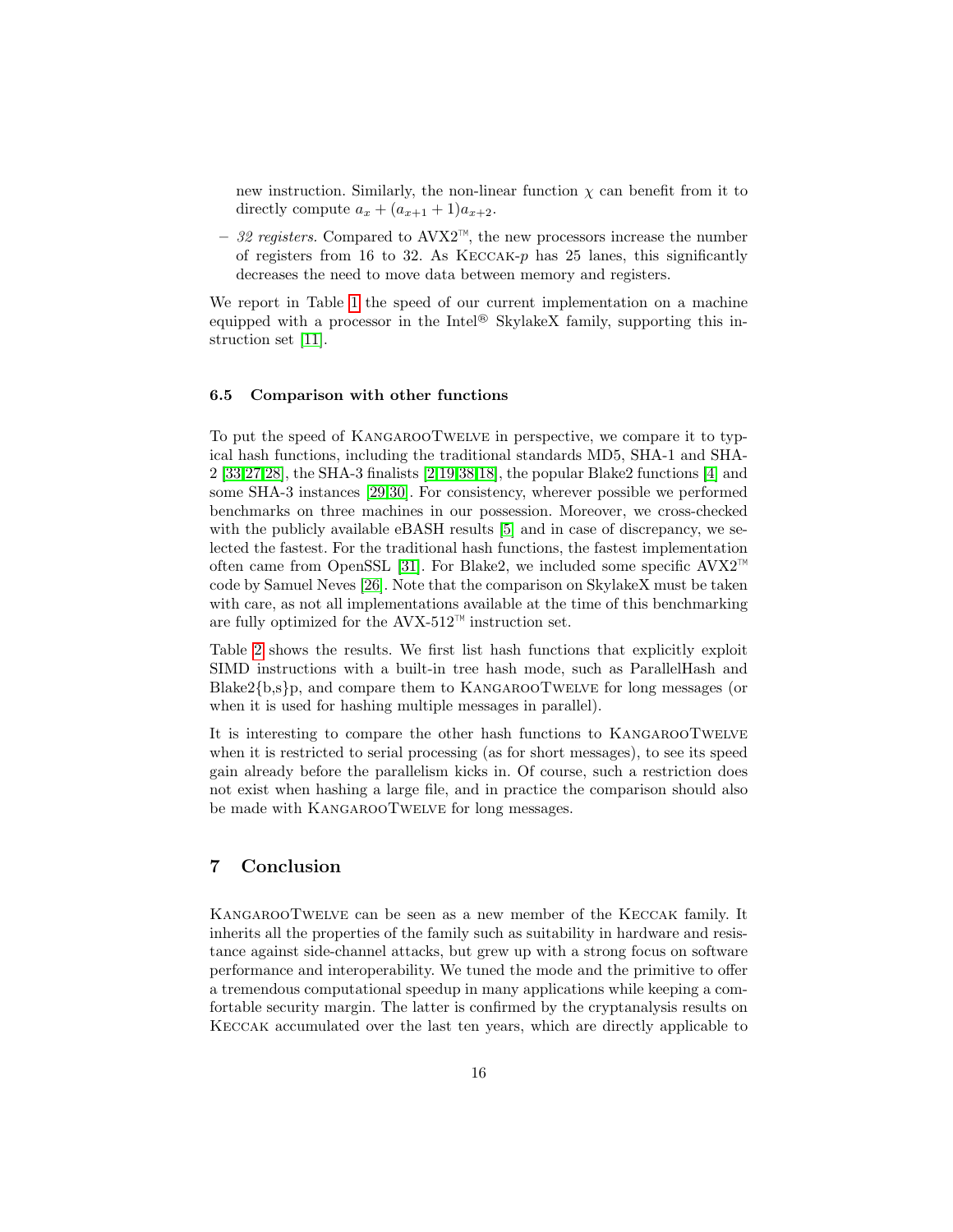new instruction. Similarly, the non-linear function $\chi$ can benefit from it to directly compute $a_x + (a_{x+1} + 1)a_{x+2}$.

- *32 registers.* Compared to AVX2™, the new processors increase the number of registers from 16 to 32. As Keccak-$p$ has 25 lanes, this significantly decreases the need to move data between memory and registers.

We report in Table 1 the speed of our current implementation on a machine equipped with a processor in the Intel® SkylakeX family, supporting this instruction set [11].

### 6.5 Comparison with other functions

To put the speed of KangarooTwelve in perspective, we compare it to typical hash functions, including the traditional standards MD5, SHA-1 and SHA-2 [33,27,28], the SHA-3 finalists [2,19,38,18], the popular Blake2 functions [4] and some SHA-3 instances [29,30]. For consistency, wherever possible we performed benchmarks on three machines in our possession. Moreover, we cross-checked with the publicly available eBASH results [5] and in case of discrepancy, we selected the fastest. For the traditional hash functions, the fastest implementation often came from OpenSSL [31]. For Blake2, we included some specific AVX2™ code by Samuel Neves [26]. Note that the comparison on SkylakeX must be taken with care, as not all implementations available at the time of this benchmarking are fully optimized for the AVX-512™ instruction set.

Table 2 shows the results. We first list hash functions that explicitly exploit SIMD instructions with a built-in tree hash mode, such as ParallelHash and Blake2{b,s}p, and compare them to KangarooTwelve for long messages (or when it is used for hashing multiple messages in parallel).

It is interesting to compare the other hash functions to KangarooTwelve when it is restricted to serial processing (as for short messages), to see its speed gain already before the parallelism kicks in. Of course, such a restriction does not exist when hashing a large file, and in practice the comparison should also be made with KangarooTwelve for long messages.

## 7 Conclusion

KangarooTwelve can be seen as a new member of the Keccak family. It inherits all the properties of the family such as suitability in hardware and resistance against side-channel attacks, but grew up with a strong focus on software performance and interoperability. We tuned the mode and the primitive to offer a tremendous computational speedup in many applications while keeping a comfortable security margin. The latter is confirmed by the cryptanalysis results on Keccak accumulated over the last ten years, which are directly applicable to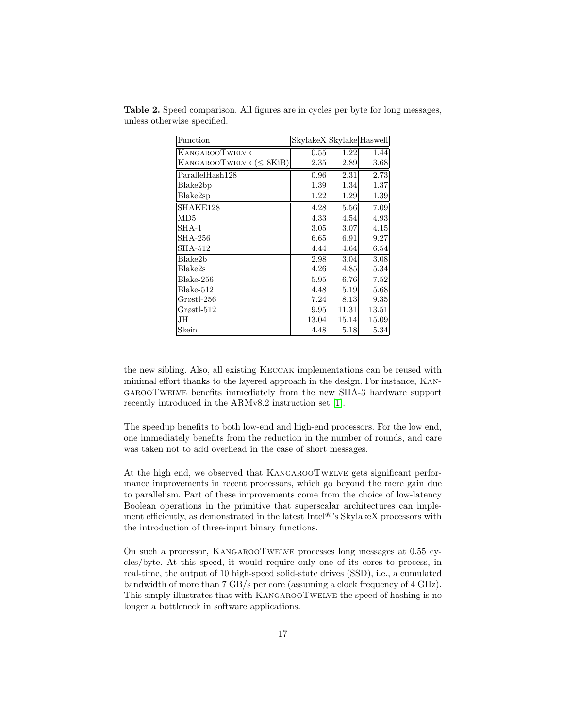**Table 2.** Speed comparison. All figures are in cycles per byte for long messages, unless otherwise specified.

| Function | SkylakeX | Skylake | Haswell |
|---|---|---|---|
| KangarooTwelve | 0.55 | 1.22 | 1.44 |
| KangarooTwelve ($\leq$ 8KiB) | 2.35 | 2.89 | 3.68 |
| ParallelHash128 | 0.96 | 2.31 | 2.73 |
| Blake2bp | 1.39 | 1.34 | 1.37 |
| Blake2sp | 1.22 | 1.29 | 1.39 |
| SHAKE128 | 4.28 | 5.56 | 7.09 |
| MD5 | 4.33 | 4.54 | 4.93 |
| SHA-1 | 3.05 | 3.07 | 4.15 |
| SHA-256 | 6.65 | 6.91 | 9.27 |
| SHA-512 | 4.44 | 4.64 | 6.54 |
| Blake2b | 2.98 | 3.04 | 3.08 |
| Blake2s | 4.26 | 4.85 | 5.34 |
| Blake-256 | 5.95 | 6.76 | 7.52 |
| Blake-512 | 4.48 | 5.19 | 5.68 |
| Grøstl-256 | 7.24 | 8.13 | 9.35 |
| Grøstl-512 | 9.95 | 11.31 | 13.51 |
| JH | 13.04 | 15.14 | 15.09 |
| Skein | 4.48 | 5.18 | 5.34 |

the new sibling. Also, all existing Keccak implementations can be reused with minimal effort thanks to the layered approach in the design. For instance, KangarooTwelve benefits immediately from the new SHA-3 hardware support recently introduced in the ARMv8.2 instruction set [1].

The speedup benefits to both low-end and high-end processors. For the low end, one immediately benefits from the reduction in the number of rounds, and care was taken not to add overhead in the case of short messages.

At the high end, we observed that KangarooTwelve gets significant performance improvements in recent processors, which go beyond the mere gain due to parallelism. Part of these improvements come from the choice of low-latency Boolean operations in the primitive that superscalar architectures can implement efficiently, as demonstrated in the latest Intel®'s SkylakeX processors with the introduction of three-input binary functions.

On such a processor, KangarooTwelve processes long messages at 0.55 cycles/byte. At this speed, it would require only one of its cores to process, in real-time, the output of 10 high-speed solid-state drives (SSD), i.e., a cumulated bandwidth of more than 7 GB/s per core (assuming a clock frequency of 4 GHz). This simply illustrates that with KangarooTwelve the speed of hashing is no longer a bottleneck in software applications.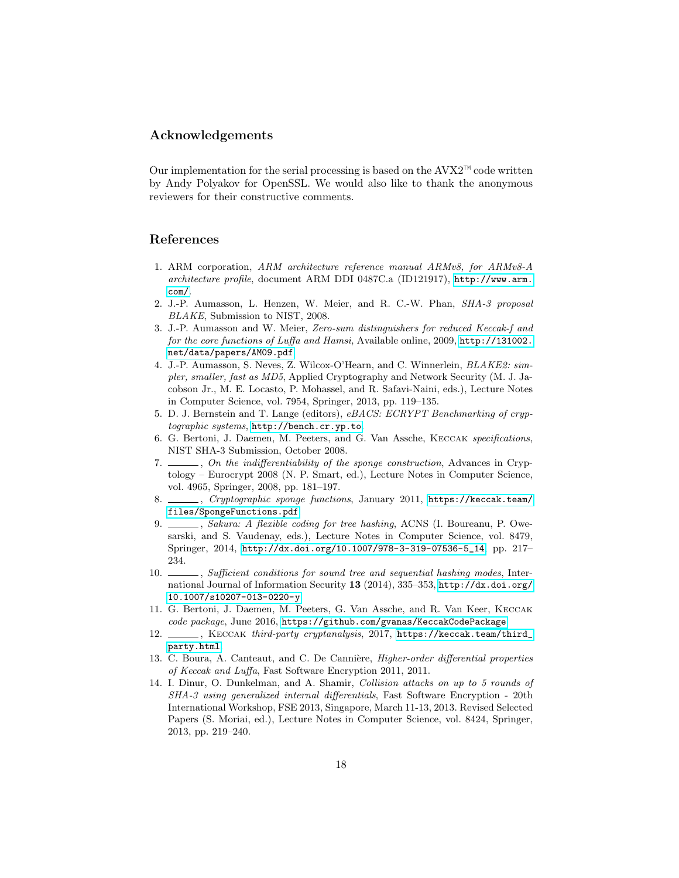## Acknowledgements

Our implementation for the serial processing is based on the AVX2™ code written by Andy Polyakov for OpenSSL. We would also like to thank the anonymous reviewers for their constructive comments.

## References

1. ARM corporation, *ARM architecture reference manual ARMv8, for ARMv8-A architecture profile*, document ARM DDI 0487C.a (ID121917), http://www.arm.com/.
2. J.-P. Aumasson, L. Henzen, W. Meier, and R. C.-W. Phan, *SHA-3 proposal BLAKE*, Submission to NIST, 2008.
3. J.-P. Aumasson and W. Meier, *Zero-sum distinguishers for reduced Keccak-f and for the core functions of Luffa and Hamsi*, Available online, 2009, http://131002.net/data/papers/AM09.pdf.
4. J.-P. Aumasson, S. Neves, Z. Wilcox-O'Hearn, and C. Winnerlein, *BLAKE2: simpler, smaller, fast as MD5*, Applied Cryptography and Network Security (M. J. Jacobson Jr., M. E. Locasto, P. Mohassel, and R. Safavi-Naini, eds.), Lecture Notes in Computer Science, vol. 7954, Springer, 2013, pp. 119–135.
5. D. J. Bernstein and T. Lange (editors), *eBACS: ECRYPT Benchmarking of cryptographic systems*, http://bench.cr.yp.to.
6. G. Bertoni, J. Daemen, M. Peeters, and G. Van Assche, Keccak *specifications*, NIST SHA-3 Submission, October 2008.
7. ______, *On the indifferentiability of the sponge construction*, Advances in Cryptology – Eurocrypt 2008 (N. P. Smart, ed.), Lecture Notes in Computer Science, vol. 4965, Springer, 2008, pp. 181–197.
8. ______, *Cryptographic sponge functions*, January 2011, https://keccak.team/files/SpongeFunctions.pdf.
9. ______, *Sakura: A flexible coding for tree hashing*, ACNS (I. Boureanu, P. Owesarski, and S. Vaudenay, eds.), Lecture Notes in Computer Science, vol. 8479, Springer, 2014, http://dx.doi.org/10.1007/978-3-319-07536-5_14, pp. 217–234.
10. ______, *Sufficient conditions for sound tree and sequential hashing modes*, International Journal of Information Security **13** (2014), 335–353, http://dx.doi.org/10.1007/s10207-013-0220-y.
11. G. Bertoni, J. Daemen, M. Peeters, G. Van Assche, and R. Van Keer, Keccak *code package*, June 2016, https://github.com/gvanas/KeccakCodePackage.
12. ______, Keccak *third-party cryptanalysis*, 2017, https://keccak.team/third_party.html.
13. C. Boura, A. Canteaut, and C. De Cannière, *Higher-order differential properties of Keccak and Luffa*, Fast Software Encryption 2011, 2011.
14. I. Dinur, O. Dunkelman, and A. Shamir, *Collision attacks on up to 5 rounds of SHA-3 using generalized internal differentials*, Fast Software Encryption - 20th International Workshop, FSE 2013, Singapore, March 11-13, 2013. Revised Selected Papers (S. Moriai, ed.), Lecture Notes in Computer Science, vol. 8424, Springer, 2013, pp. 219–240.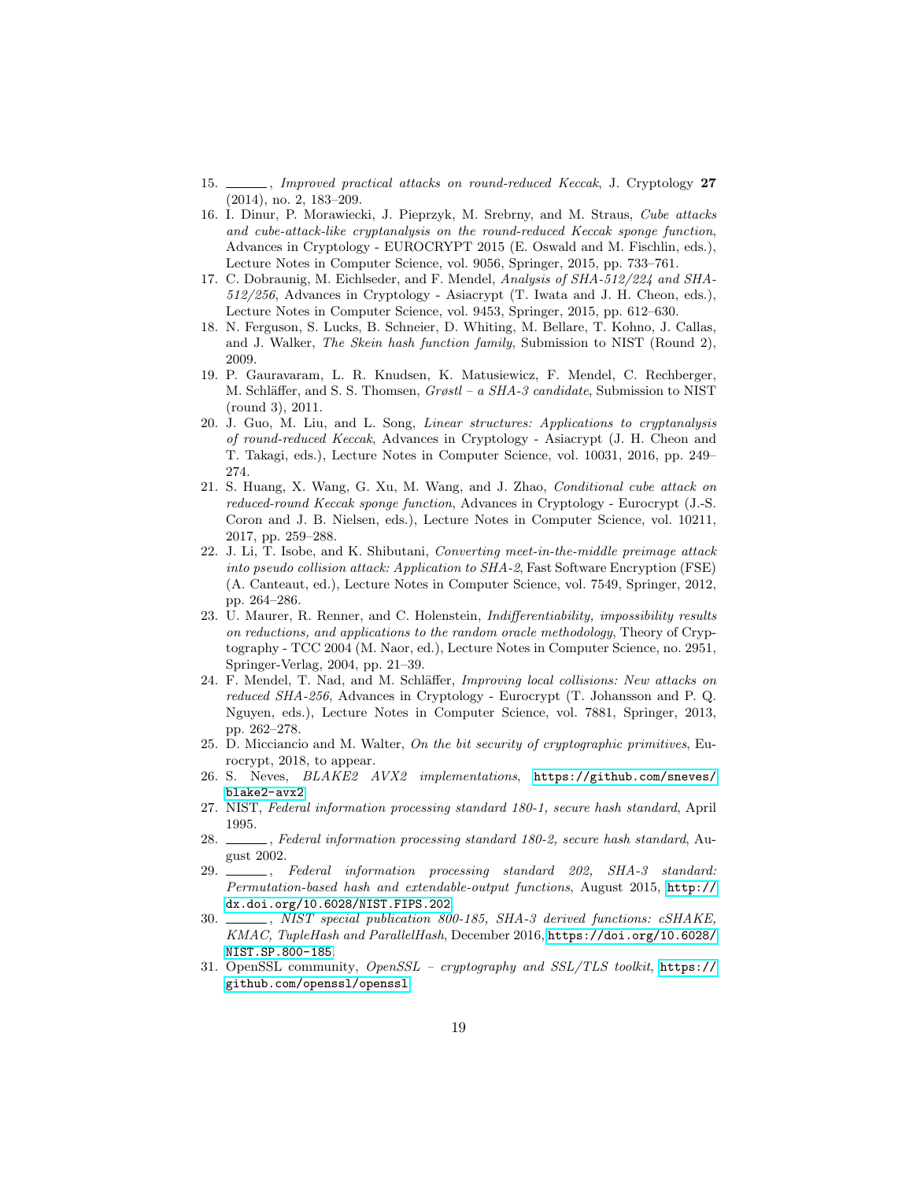15. ______, *Improved practical attacks on round-reduced Keccak*, J. Cryptology **27** (2014), no. 2, 183–209.
16. I. Dinur, P. Morawiecki, J. Pieprzyk, M. Srebrny, and M. Straus, *Cube attacks and cube-attack-like cryptanalysis on the round-reduced Keccak sponge function*, Advances in Cryptology - EUROCRYPT 2015 (E. Oswald and M. Fischlin, eds.), Lecture Notes in Computer Science, vol. 9056, Springer, 2015, pp. 733–761.
17. C. Dobraunig, M. Eichlseder, and F. Mendel, *Analysis of SHA-512/224 and SHA-512/256*, Advances in Cryptology - Asiacrypt (T. Iwata and J. H. Cheon, eds.), Lecture Notes in Computer Science, vol. 9453, Springer, 2015, pp. 612–630.
18. N. Ferguson, S. Lucks, B. Schneier, D. Whiting, M. Bellare, T. Kohno, J. Callas, and J. Walker, *The Skein hash function family*, Submission to NIST (Round 2), 2009.
19. P. Gauravaram, L. R. Knudsen, K. Matusiewicz, F. Mendel, C. Rechberger, M. Schläffer, and S. S. Thomsen, *Grøstl – a SHA-3 candidate*, Submission to NIST (round 3), 2011.
20. J. Guo, M. Liu, and L. Song, *Linear structures: Applications to cryptanalysis of round-reduced Keccak*, Advances in Cryptology - Asiacrypt (J. H. Cheon and T. Takagi, eds.), Lecture Notes in Computer Science, vol. 10031, 2016, pp. 249–274.
21. S. Huang, X. Wang, G. Xu, M. Wang, and J. Zhao, *Conditional cube attack on reduced-round Keccak sponge function*, Advances in Cryptology - Eurocrypt (J.-S. Coron and J. B. Nielsen, eds.), Lecture Notes in Computer Science, vol. 10211, 2017, pp. 259–288.
22. J. Li, T. Isobe, and K. Shibutani, *Converting meet-in-the-middle preimage attack into pseudo collision attack: Application to SHA-2*, Fast Software Encryption (FSE) (A. Canteaut, ed.), Lecture Notes in Computer Science, vol. 7549, Springer, 2012, pp. 264–286.
23. U. Maurer, R. Renner, and C. Holenstein, *Indifferentiability, impossibility results on reductions, and applications to the random oracle methodology*, Theory of Cryptography - TCC 2004 (M. Naor, ed.), Lecture Notes in Computer Science, no. 2951, Springer-Verlag, 2004, pp. 21–39.
24. F. Mendel, T. Nad, and M. Schläffer, *Improving local collisions: New attacks on reduced SHA-256*, Advances in Cryptology - Eurocrypt (T. Johansson and P. Q. Nguyen, eds.), Lecture Notes in Computer Science, vol. 7881, Springer, 2013, pp. 262–278.
25. D. Micciancio and M. Walter, *On the bit security of cryptographic primitives*, Eurocrypt, 2018, to appear.
26. S. Neves, *BLAKE2 AVX2 implementations*, https://github.com/sneves/blake2-avx2.
27. NIST, *Federal information processing standard 180-1, secure hash standard*, April 1995.
28. ______, *Federal information processing standard 180-2, secure hash standard*, August 2002.
29. ______, *Federal information processing standard 202, SHA-3 standard: Permutation-based hash and extendable-output functions*, August 2015, http://dx.doi.org/10.6028/NIST.FIPS.202.
30. ______, *NIST special publication 800-185, SHA-3 derived functions: cSHAKE, KMAC, TupleHash and ParallelHash*, December 2016, https://doi.org/10.6028/NIST.SP.800-185.
31. OpenSSL community, *OpenSSL – cryptography and SSL/TLS toolkit*, https://github.com/openssl/openssl.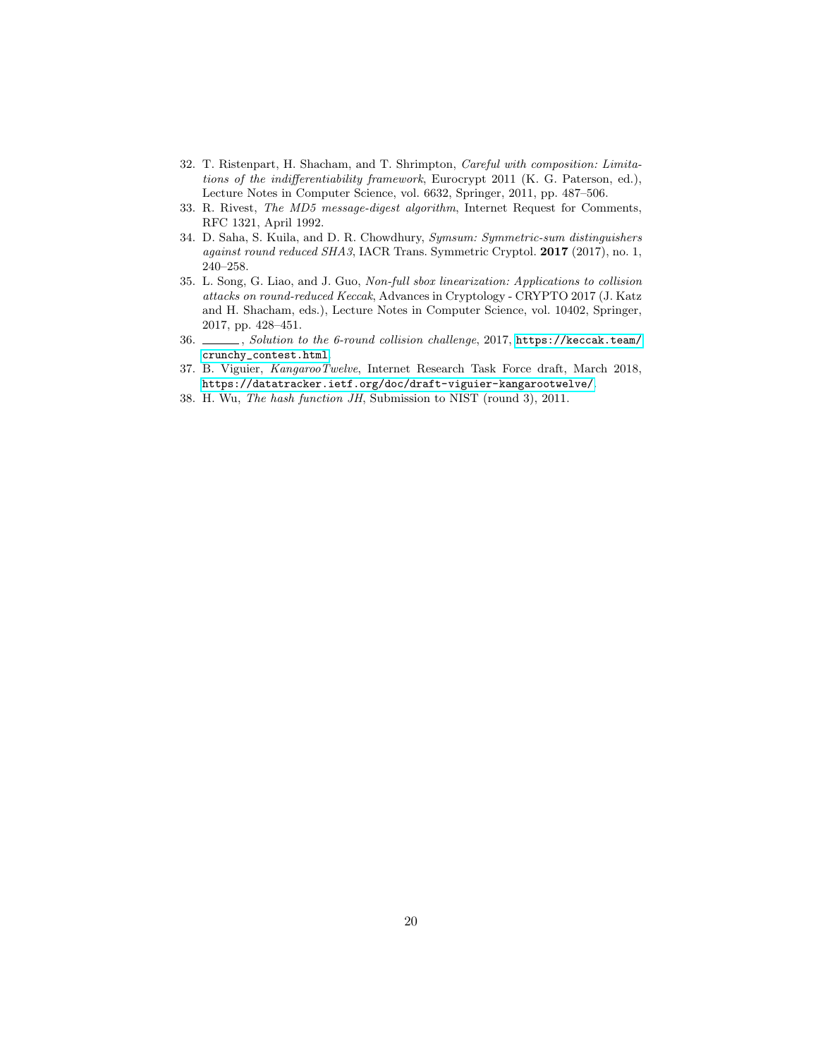32. T. Ristenpart, H. Shacham, and T. Shrimpton, *Careful with composition: Limitations of the indifferentiability framework*, Eurocrypt 2011 (K. G. Paterson, ed.), Lecture Notes in Computer Science, vol. 6632, Springer, 2011, pp. 487–506.
33. R. Rivest, *The MD5 message-digest algorithm*, Internet Request for Comments, RFC 1321, April 1992.
34. D. Saha, S. Kuila, and D. R. Chowdhury, *Symsum: Symmetric-sum distinguishers against round reduced SHA3*, IACR Trans. Symmetric Cryptol. **2017** (2017), no. 1, 240–258.
35. L. Song, G. Liao, and J. Guo, *Non-full sbox linearization: Applications to collision attacks on round-reduced Keccak*, Advances in Cryptology - CRYPTO 2017 (J. Katz and H. Shacham, eds.), Lecture Notes in Computer Science, vol. 10402, Springer, 2017, pp. 428–451.
36. ______, *Solution to the 6-round collision challenge*, 2017, https://keccak.team/crunchy_contest.html.
37. B. Viguier, *KangarooTwelve*, Internet Research Task Force draft, March 2018, https://datatracker.ietf.org/doc/draft-viguier-kangarootwelve/.
38. H. Wu, *The hash function JH*, Submission to NIST (round 3), 2011.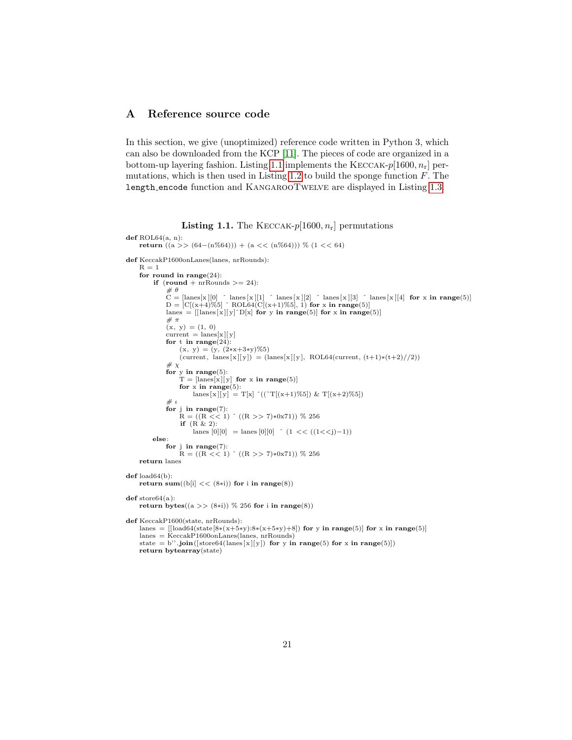## A Reference source code

In this section, we give (unoptimized) reference code written in Python 3, which can also be downloaded from the KCP [11]. The pieces of code are organized in a bottom-up layering fashion. Listing 1.1 implements the KECCAK-$p[1600, n_r]$ permutations, which is then used in Listing 1.2 to build the sponge function $F$. The `length_encode` function and KANGAROOTWELVE are displayed in Listing 1.3.

**Listing 1.1.** The KECCAK-$p[1600, n_r]$ permutations

```python
def ROL64(a, n):
    return ((a >> (64-(n%64))) + (a << (n%64))) % (1 << 64)

def KeccakP1600onLanes(lanes, nrRounds):
    R = 1
    for round in range(24):
        if (round + nrRounds >= 24):
            # θ
            C = [lanes[x][0] ^ lanes[x][1] ^ lanes[x][2] ^ lanes[x][3] ^ lanes[x][4] for x in range(5)]
            D = [C[(x+4)%5] ^ ROL64(C[(x+1)%5], 1) for x in range(5)]
            lanes = [[lanes[x][y]^D[x] for y in range(5)] for x in range(5)]
            # π
            (x, y) = (1, 0)
            current = lanes[x][y]
            for t in range(24):
                (x, y) = (y, (2*x+3*y)%5)
                (current, lanes[x][y]) = (lanes[x][y], ROL64(current, (t+1)*(t+2)//2))
            # χ
            for y in range(5):
                T = [lanes[x][y] for x in range(5)]
                for x in range(5):
                    lanes[x][y] = T[x] ^((~T[(x+1)%5]) & T[(x+2)%5])
            # ι
            for j in range(7):
                R = ((R << 1) ^ ((R >> 7)*0x71)) % 256
                if (R & 2):
                    lanes[0][0] = lanes[0][0] ^ (1 << ((1<<j)-1))
        else:
            for j in range(7):
                R = ((R << 1) ^ ((R >> 7)*0x71)) % 256
    return lanes

def load64(b):
    return sum((b[i] << (8*i)) for i in range(8))

def store64(a):
    return bytes((a >> (8*i)) % 256 for i in range(8))

def KeccakP1600(state, nrRounds):
    lanes = [[load64(state[8*(x+5*y):8*(x+5*y)+8]) for y in range(5)] for x in range(5)]
    lanes = KeccakP1600onLanes(lanes, nrRounds)
    state = b''.join([store64(lanes[x][y]) for y in range(5) for x in range(5)])
    return bytearray(state)
```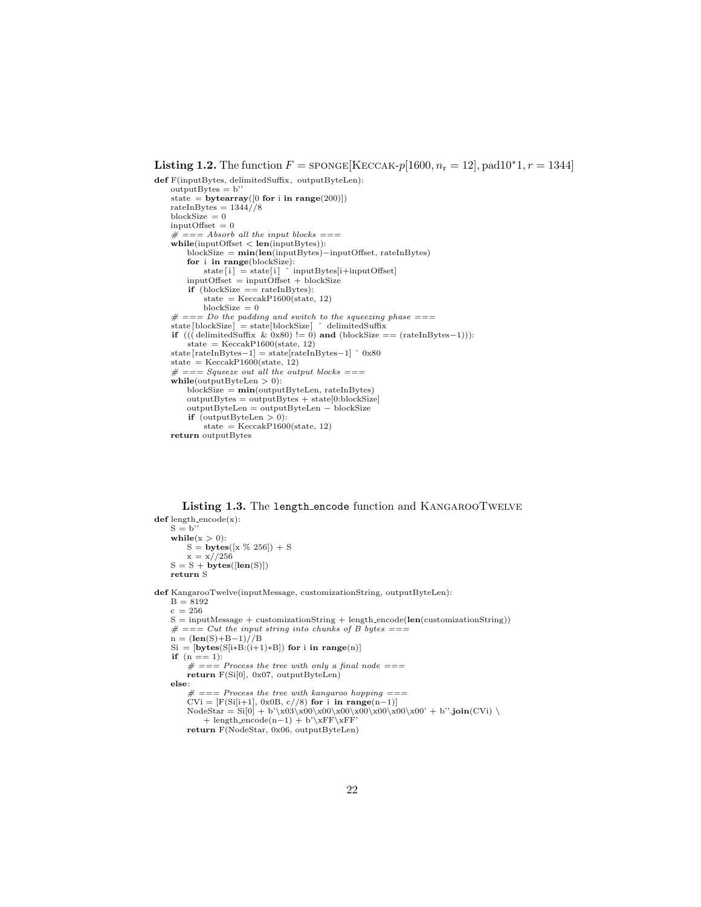**Listing 1.2.** The function $F = \textsc{sponge}[\textsc{Keccak}\text{-}p[1600, n_r = 12], \text{pad}10^*1, r = 1344]$

```
def F(inputBytes, delimitedSuffix, outputByteLen):
    outputBytes = b''
    state = bytearray([0 for i in range(200)])
    rateInBytes = 1344//8
    blockSize = 0
    inputOffset = 0
    # === Absorb all the input blocks ===
    while(inputOffset < len(inputBytes)):
        blockSize = min(len(inputBytes)-inputOffset, rateInBytes)
        for i in range(blockSize):
            state[i] = state[i] ^ inputBytes[i+inputOffset]
        inputOffset = inputOffset + blockSize
        if (blockSize == rateInBytes):
            state = KeccakP1600(state, 12)
            blockSize = 0
    # === Do the padding and switch to the squeezing phase ===
    state[blockSize] = state[blockSize] ^ delimitedSuffix
    if (((delimitedSuffix & 0x80) != 0) and (blockSize == (rateInBytes-1))):
        state = KeccakP1600(state, 12)
    state[rateInBytes-1] = state[rateInBytes-1] ^ 0x80
    state = KeccakP1600(state, 12)
    # === Squeeze out all the output blocks ===
    while(outputByteLen > 0):
        blockSize = min(outputByteLen, rateInBytes)
        outputBytes = outputBytes + state[0:blockSize]
        outputByteLen = outputByteLen - blockSize
        if (outputByteLen > 0):
            state = KeccakP1600(state, 12)
    return outputBytes
```

**Listing 1.3.** The `length_encode` function and KangarooTwelve

```
def length_encode(x):
    S = b''
    while(x > 0):
        S = bytes([x % 256]) + S
        x = x//256
    S = S + bytes([len(S)])
    return S

def KangarooTwelve(inputMessage, customizationString, outputByteLen):
    B = 8192
    c = 256
    S = inputMessage + customizationString + length_encode(len(customizationString))
    # === Cut the input string into chunks of B bytes ===
    n = (len(S)+B-1)//B
    Si = [bytes(S[i*B:(i+1)*B]) for i in range(n)]
    if (n == 1):
        # === Process the tree with only a final node ===
        return F(Si[0], 0x07, outputByteLen)
    else:
        # === Process the tree with kangaroo hopping ===
        CVi = [F(Si[i+1], 0x0B, c//8) for i in range(n-1)]
        NodeStar = Si[0] + b'\x03\x00\x00\x00\x00\x00\x00\x00' + b''.join(CVi) \
            + length_encode(n-1) + b'\xFF\xFF'
        return F(NodeStar, 0x06, outputByteLen)
```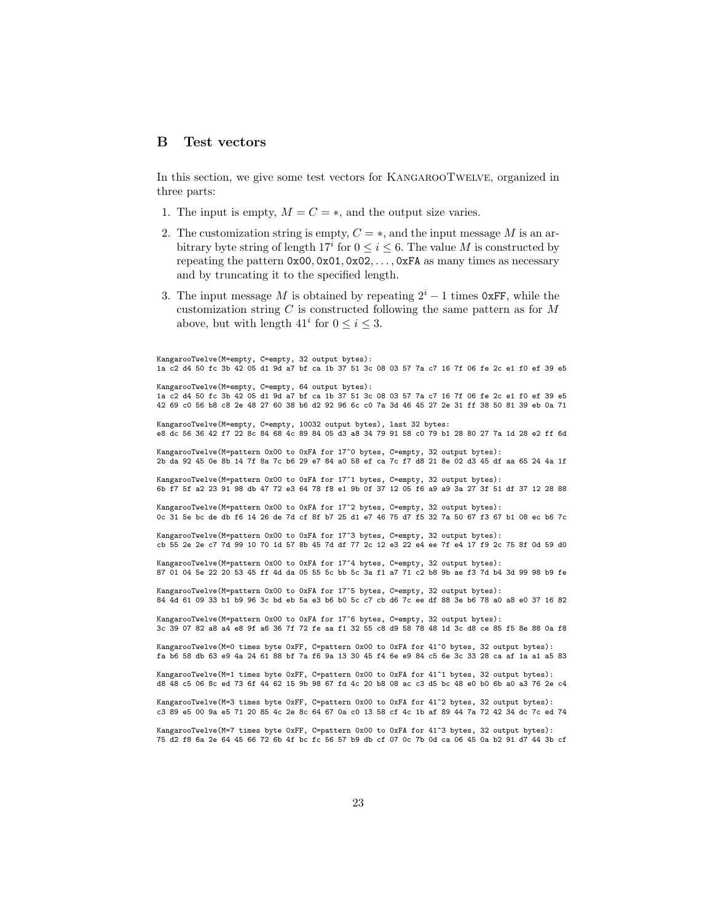## B Test vectors

In this section, we give some test vectors for KangarooTwelve, organized in three parts:

1. The input is empty, $M = C = *$, and the output size varies.
2. The customization string is empty, $C = *$, and the input message $M$ is an arbitrary byte string of length $17^i$ for $0 \leq i \leq 6$. The value $M$ is constructed by repeating the pattern `0x00`, `0x01`, `0x02`, ..., `0xFA` as many times as necessary and by truncating it to the specified length.
3. The input message $M$ is obtained by repeating $2^i - 1$ times `0xFF`, while the customization string $C$ is constructed following the same pattern as for $M$ above, but with length $41^i$ for $0 \leq i \leq 3$.

```
KangarooTwelve(M=empty, C=empty, 32 output bytes):
1a c2 d4 50 fc 3b 42 05 d1 9d a7 bf ca 1b 37 51 3c 08 03 57 7a c7 16 7f 06 fe 2c e1 f0 ef 39 e5

KangarooTwelve(M=empty, C=empty, 64 output bytes):
1a c2 d4 50 fc 3b 42 05 d1 9d a7 bf ca 1b 37 51 3c 08 03 57 7a c7 16 7f 06 fe 2c e1 f0 ef 39 e5
42 69 c0 56 b8 c8 2e 48 27 60 38 b6 d2 92 96 6c c0 7a 3d 46 45 27 2e 31 ff 38 50 81 39 eb 0a 71

KangarooTwelve(M=empty, C=empty, 10032 output bytes), last 32 bytes:
e8 dc 56 36 42 f7 22 8c 84 68 4c 89 84 05 d3 a8 34 79 91 58 c0 79 b1 28 80 27 7a 1d 28 e2 ff 6d

KangarooTwelve(M=pattern 0x00 to 0xFA for 17^0 bytes, C=empty, 32 output bytes):
2b da 92 45 0e 8b 14 7f 8a 7c b6 29 e7 84 a0 58 ef ca 7c f7 d8 21 8e 02 d3 45 df aa 65 24 4a 1f

KangarooTwelve(M=pattern 0x00 to 0xFA for 17^1 bytes, C=empty, 32 output bytes):
6b f7 5f a2 23 91 98 db 47 72 e3 64 78 f8 e1 9b 0f 37 12 05 f6 a9 a9 3a 27 3f 51 df 37 12 28 88

KangarooTwelve(M=pattern 0x00 to 0xFA for 17^2 bytes, C=empty, 32 output bytes):
0c 31 5e bc de db f6 14 26 de 7d cf 8f b7 25 d1 e7 46 75 d7 f5 32 7a 50 67 f3 67 b1 08 ec b6 7c

KangarooTwelve(M=pattern 0x00 to 0xFA for 17^3 bytes, C=empty, 32 output bytes):
cb 55 2e 2e c7 7d 99 10 70 1d 57 8b 45 7d df 77 2c 12 e3 22 e4 ee 7f e4 17 f9 2c 75 8f 0d 59 d0

KangarooTwelve(M=pattern 0x00 to 0xFA for 17^4 bytes, C=empty, 32 output bytes):
87 01 04 5e 22 20 53 45 ff 4d da 05 55 5c bb 5c 3a f1 a7 71 c2 b8 9b ae f3 7d b4 3d 99 98 b9 fe

KangarooTwelve(M=pattern 0x00 to 0xFA for 17^5 bytes, C=empty, 32 output bytes):
84 4d 61 09 33 b1 b9 96 3c bd eb 5a e3 b6 b0 5c c7 cb d6 7c ee df 88 3e b6 78 a0 a8 e0 37 16 82

KangarooTwelve(M=pattern 0x00 to 0xFA for 17^6 bytes, C=empty, 32 output bytes):
3c 39 07 82 a8 a4 e8 9f a6 36 7f 72 fe aa f1 32 55 c8 d9 58 78 48 1d 3c d8 ce 85 f5 8e 88 0a f8

KangarooTwelve(M=0 times byte 0xFF, C=pattern 0x00 to 0xFA for 41^0 bytes, 32 output bytes):
fa b6 58 db 63 e9 4a 24 61 88 bf 7a f6 9a 13 30 45 f4 6e e9 84 c5 6e 3c 33 28 ca af 1a a1 a5 83

KangarooTwelve(M=1 times byte 0xFF, C=pattern 0x00 to 0xFA for 41^1 bytes, 32 output bytes):
d8 48 c5 06 8c ed 73 6f 44 62 15 9b 98 67 fd 4c 20 b8 08 ac c3 d5 bc 48 e0 b0 6b a0 a3 76 2e c4

KangarooTwelve(M=3 times byte 0xFF, C=pattern 0x00 to 0xFA for 41^2 bytes, 32 output bytes):
c3 89 e5 00 9a e5 71 20 85 4c 2e 8c 64 67 0a c0 13 58 cf 4c 1b af 89 44 7a 72 42 34 dc 7c ed 74

KangarooTwelve(M=7 times byte 0xFF, C=pattern 0x00 to 0xFA for 41^3 bytes, 32 output bytes):
75 d2 f8 6a 2e 64 45 66 72 6b 4f bc fc 56 57 b9 db cf 07 0c 7b 0d ca 06 45 0a b2 91 d7 44 3b cf
```